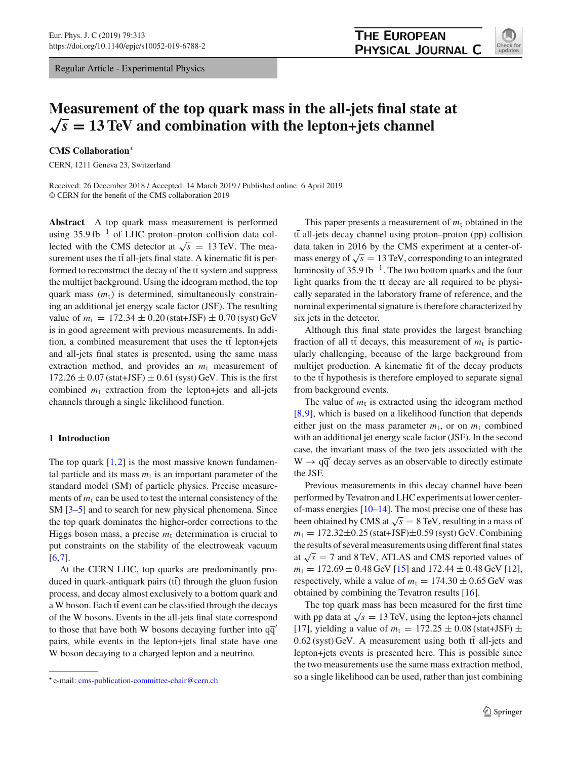Regular Article - Experimental Physics

# Measurement of the top quark mass in the all-jets final state at $\sqrt{s} = 13\,\text{TeV}$ and combination with the lepton+jets channel

**CMS Collaboration***

CERN, 1211 Geneva 23, Switzerland

Received: 26 December 2018 / Accepted: 14 March 2019 / Published online: 6 April 2019
© CERN for the benefit of the CMS collaboration 2019

**Abstract** A top quark mass measurement is performed using $35.9\,\text{fb}^{-1}$ of LHC proton–proton collision data collected with the CMS detector at $\sqrt{s} = 13\,\text{TeV}$. The measurement uses the $\text{t}\bar{\text{t}}$ all-jets final state. A kinematic fit is performed to reconstruct the decay of the $\text{t}\bar{\text{t}}$ system and suppress the multijet background. Using the ideogram method, the top quark mass ($m_\text{t}$) is determined, simultaneously constraining an additional jet energy scale factor (JSF). The resulting value of $m_\text{t} = 172.34 \pm 0.20\,(\text{stat+JSF}) \pm 0.70\,(\text{syst})\,\text{GeV}$ is in good agreement with previous measurements. In addition, a combined measurement that uses the $\text{t}\bar{\text{t}}$ lepton+jets and all-jets final states is presented, using the same mass extraction method, and provides an $m_\text{t}$ measurement of $172.26 \pm 0.07\,(\text{stat+JSF}) \pm 0.61\,(\text{syst})\,\text{GeV}$. This is the first combined $m_\text{t}$ extraction from the lepton+jets and all-jets channels through a single likelihood function.

## 1 Introduction

The top quark [1,2] is the most massive known fundamental particle and its mass $m_\text{t}$ is an important parameter of the standard model (SM) of particle physics. Precise measurements of $m_\text{t}$ can be used to test the internal consistency of the SM [3–5] and to search for new physical phenomena. Since the top quark dominates the higher-order corrections to the Higgs boson mass, a precise $m_\text{t}$ determination is crucial to put constraints on the stability of the electroweak vacuum [6,7].

At the CERN LHC, top quarks are predominantly produced in quark-antiquark pairs ($\text{t}\bar{\text{t}}$) through the gluon fusion process, and decay almost exclusively to a bottom quark and a W boson. Each $\text{t}\bar{\text{t}}$ event can be classified through the decays of the W bosons. Events in the all-jets final state correspond to those that have both W bosons decaying further into $\text{q}\bar{\text{q}}'$ pairs, while events in the lepton+jets final state have one W boson decaying to a charged lepton and a neutrino.

This paper presents a measurement of $m_\text{t}$ obtained in the $\text{t}\bar{\text{t}}$ all-jets decay channel using proton–proton (pp) collision data taken in 2016 by the CMS experiment at a center-of-mass energy of $\sqrt{s} = 13\,\text{TeV}$, corresponding to an integrated luminosity of $35.9\,\text{fb}^{-1}$. The two bottom quarks and the four light quarks from the $\text{t}\bar{\text{t}}$ decay are all required to be physically separated in the laboratory frame of reference, and the nominal experimental signature is therefore characterized by six jets in the detector.

Although this final state provides the largest branching fraction of all $\text{t}\bar{\text{t}}$ decays, this measurement of $m_\text{t}$ is particularly challenging, because of the large background from multijet production. A kinematic fit of the decay products to the $\text{t}\bar{\text{t}}$ hypothesis is therefore employed to separate signal from background events.

The value of $m_\text{t}$ is extracted using the ideogram method [8,9], which is based on a likelihood function that depends either just on the mass parameter $m_\text{t}$, or on $m_\text{t}$ combined with an additional jet energy scale factor (JSF). In the second case, the invariant mass of the two jets associated with the $\text{W} \to \text{q}\bar{\text{q}}'$ decay serves as an observable to directly estimate the JSF.

Previous measurements in this decay channel have been performed by Tevatron and LHC experiments at lower center-of-mass energies [10–14]. The most precise one of these has been obtained by CMS at $\sqrt{s} = 8\,\text{TeV}$, resulting in a mass of $m_\text{t} = 172.32 \pm 0.25\,(\text{stat+JSF}) \pm 0.59\,(\text{syst})\,\text{GeV}$. Combining the results of several measurements using different final states at $\sqrt{s} = 7$ and $8\,\text{TeV}$, ATLAS and CMS reported values of $m_\text{t} = 172.69 \pm 0.48\,\text{GeV}$ [15] and $172.44 \pm 0.48\,\text{GeV}$ [12], respectively, while a value of $m_\text{t} = 174.30 \pm 0.65\,\text{GeV}$ was obtained by combining the Tevatron results [16].

The top quark mass has been measured for the first time with pp data at $\sqrt{s} = 13\,\text{TeV}$, using the lepton+jets channel [17], yielding a value of $m_\text{t} = 172.25 \pm 0.08\,(\text{stat+JSF}) \pm 0.62\,(\text{syst})\,\text{GeV}$. A measurement using both $\text{t}\bar{\text{t}}$ all-jets and lepton+jets events is presented here. This is possible since the two measurements use the same mass extraction method, so a single likelihood can be used, rather than just combining

* e-mail: cms-publication-committee-chair@cern.ch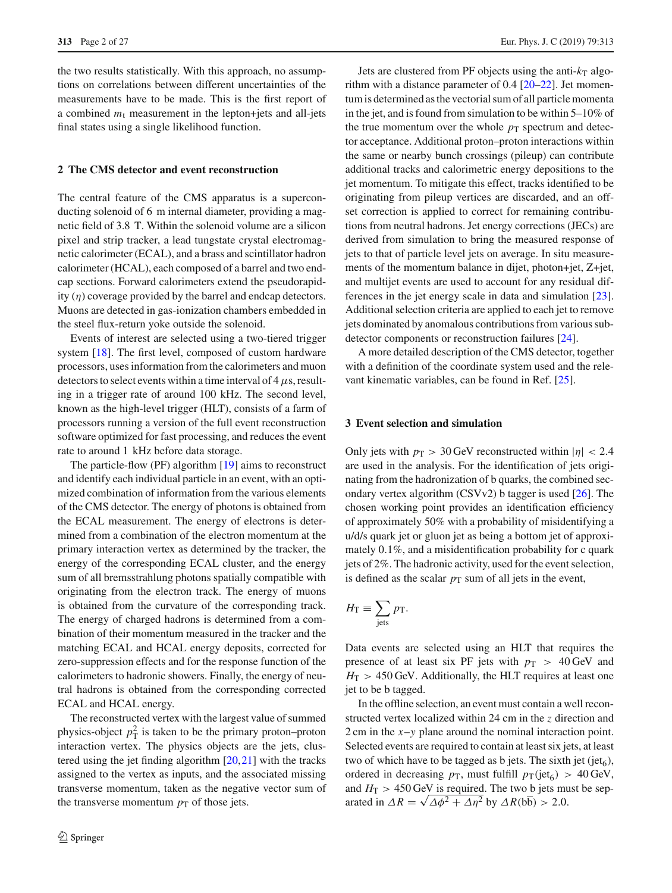the two results statistically. With this approach, no assumptions on correlations between different uncertainties of the measurements have to be made. This is the first report of a combined $m_t$ measurement in the lepton+jets and all-jets final states using a single likelihood function.

## 2 The CMS detector and event reconstruction

The central feature of the CMS apparatus is a superconducting solenoid of 6 m internal diameter, providing a magnetic field of 3.8 T. Within the solenoid volume are a silicon pixel and strip tracker, a lead tungstate crystal electromagnetic calorimeter (ECAL), and a brass and scintillator hadron calorimeter (HCAL), each composed of a barrel and two endcap sections. Forward calorimeters extend the pseudorapidity ($\eta$) coverage provided by the barrel and endcap detectors. Muons are detected in gas-ionization chambers embedded in the steel flux-return yoke outside the solenoid.

Events of interest are selected using a two-tiered trigger system [18]. The first level, composed of custom hardware processors, uses information from the calorimeters and muon detectors to select events within a time interval of 4 $\mu$s, resulting in a trigger rate of around 100 kHz. The second level, known as the high-level trigger (HLT), consists of a farm of processors running a version of the full event reconstruction software optimized for fast processing, and reduces the event rate to around 1 kHz before data storage.

The particle-flow (PF) algorithm [19] aims to reconstruct and identify each individual particle in an event, with an optimized combination of information from the various elements of the CMS detector. The energy of photons is obtained from the ECAL measurement. The energy of electrons is determined from a combination of the electron momentum at the primary interaction vertex as determined by the tracker, the energy of the corresponding ECAL cluster, and the energy sum of all bremsstrahlung photons spatially compatible with originating from the electron track. The energy of muons is obtained from the curvature of the corresponding track. The energy of charged hadrons is determined from a combination of their momentum measured in the tracker and the matching ECAL and HCAL energy deposits, corrected for zero-suppression effects and for the response function of the calorimeters to hadronic showers. Finally, the energy of neutral hadrons is obtained from the corresponding corrected ECAL and HCAL energy.

The reconstructed vertex with the largest value of summed physics-object $p_T^2$ is taken to be the primary proton–proton interaction vertex. The physics objects are the jets, clustered using the jet finding algorithm [20,21] with the tracks assigned to the vertex as inputs, and the associated missing transverse momentum, taken as the negative vector sum of the transverse momentum $p_T$ of those jets.

Jets are clustered from PF objects using the anti-$k_T$ algorithm with a distance parameter of 0.4 [20–22]. Jet momentum is determined as the vectorial sum of all particle momenta in the jet, and is found from simulation to be within 5–10% of the true momentum over the whole $p_T$ spectrum and detector acceptance. Additional proton–proton interactions within the same or nearby bunch crossings (pileup) can contribute additional tracks and calorimetric energy depositions to the jet momentum. To mitigate this effect, tracks identified to be originating from pileup vertices are discarded, and an offset correction is applied to correct for remaining contributions from neutral hadrons. Jet energy corrections (JECs) are derived from simulation to bring the measured response of jets to that of particle level jets on average. In situ measurements of the momentum balance in dijet, photon+jet, Z+jet, and multijet events are used to account for any residual differences in the jet energy scale in data and simulation [23]. Additional selection criteria are applied to each jet to remove jets dominated by anomalous contributions from various subdetector components or reconstruction failures [24].

A more detailed description of the CMS detector, together with a definition of the coordinate system used and the relevant kinematic variables, can be found in Ref. [25].

## 3 Event selection and simulation

Only jets with $p_T > 30\,\text{GeV}$ reconstructed within $|\eta| < 2.4$ are used in the analysis. For the identification of jets originating from the hadronization of b quarks, the combined secondary vertex algorithm (CSVv2) b tagger is used [26]. The chosen working point provides an identification efficiency of approximately 50% with a probability of misidentifying a u/d/s quark jet or gluon jet as being a bottom jet of approximately 0.1%, and a misidentification probability for c quark jets of 2%. The hadronic activity, used for the event selection, is defined as the scalar $p_T$ sum of all jets in the event,

$$H_T \equiv \sum_{\text{jets}} p_T.$$

Data events are selected using an HLT that requires the presence of at least six PF jets with $p_T > 40\,\text{GeV}$ and $H_T > 450\,\text{GeV}$. Additionally, the HLT requires at least one jet to be b tagged.

In the offline selection, an event must contain a well reconstructed vertex localized within 24 cm in the $z$ direction and 2 cm in the $x$–$y$ plane around the nominal interaction point. Selected events are required to contain at least six jets, at least two of which have to be tagged as b jets. The sixth jet (jet$_6$), ordered in decreasing $p_T$, must fulfill $p_T(\text{jet}_6) > 40\,\text{GeV}$, and $H_T > 450\,\text{GeV}$ is required. The two b jets must be separated in $\Delta R = \sqrt{\Delta\phi^2 + \Delta\eta^2}$ by $\Delta R(\text{b}\overline{\text{b}}) > 2.0$.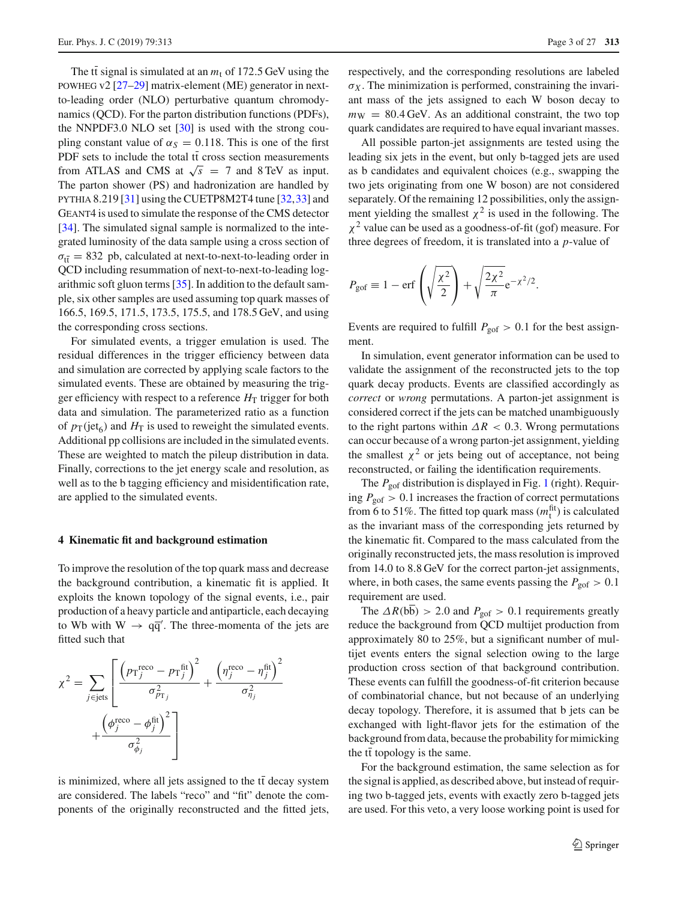The $\mathrm{t\bar{t}}$ signal is simulated at an $m_\mathrm{t}$ of 172.5 GeV using the POWHEG v2 [27–29] matrix-element (ME) generator in next-to-leading order (NLO) perturbative quantum chromodynamics (QCD). For the parton distribution functions (PDFs), the NNPDF3.0 NLO set [30] is used with the strong coupling constant value of $\alpha_S = 0.118$. This is one of the first PDF sets to include the total $\mathrm{t\bar{t}}$ cross section measurements from ATLAS and CMS at $\sqrt{s} = 7$ and 8 TeV as input. The parton shower (PS) and hadronization are handled by PYTHIA 8.219 [31] using the CUETP8M2T4 tune [32,33] and GEANT4 is used to simulate the response of the CMS detector [34]. The simulated signal sample is normalized to the integrated luminosity of the data sample using a cross section of $\sigma_{\mathrm{t\bar{t}}} = 832$ pb, calculated at next-to-next-to-leading order in QCD including resummation of next-to-next-to-leading logarithmic soft gluon terms [35]. In addition to the default sample, six other samples are used assuming top quark masses of 166.5, 169.5, 171.5, 173.5, 175.5, and 178.5 GeV, and using the corresponding cross sections.

For simulated events, a trigger emulation is used. The residual differences in the trigger efficiency between data and simulation are corrected by applying scale factors to the simulated events. These are obtained by measuring the trigger efficiency with respect to a reference $H_\mathrm{T}$ trigger for both data and simulation. The parameterized ratio as a function of $p_\mathrm{T}(\mathrm{jet}_6)$ and $H_\mathrm{T}$ is used to reweight the simulated events. Additional pp collisions are included in the simulated events. These are weighted to match the pileup distribution in data. Finally, corrections to the jet energy scale and resolution, as well as to the b tagging efficiency and misidentification rate, are applied to the simulated events.

## 4 Kinematic fit and background estimation

To improve the resolution of the top quark mass and decrease the background contribution, a kinematic fit is applied. It exploits the known topology of the signal events, i.e., pair production of a heavy particle and antiparticle, each decaying to Wb with $\mathrm{W} \to \mathrm{q\bar{q}'}$. The three-momenta of the jets are fitted such that

$$\chi^2 = \sum_{j \in \mathrm{jets}} \left[ \frac{\left(p_{\mathrm{T}j}^{\mathrm{reco}} - p_{\mathrm{T}j}^{\mathrm{fit}}\right)^2}{\sigma_{p_{\mathrm{T}j}}^2} + \frac{\left(\eta_j^{\mathrm{reco}} - \eta_j^{\mathrm{fit}}\right)^2}{\sigma_{\eta_j}^2} + \frac{\left(\phi_j^{\mathrm{reco}} - \phi_j^{\mathrm{fit}}\right)^2}{\sigma_{\phi_j}^2} \right]$$

is minimized, where all jets assigned to the $\mathrm{t\bar{t}}$ decay system are considered. The labels "reco" and "fit" denote the components of the originally reconstructed and the fitted jets, respectively, and the corresponding resolutions are labeled $\sigma_X$. The minimization is performed, constraining the invariant mass of the jets assigned to each W boson decay to $m_\mathrm{W} = 80.4$ GeV. As an additional constraint, the two top quark candidates are required to have equal invariant masses.

All possible parton-jet assignments are tested using the leading six jets in the event, but only b-tagged jets are used as b candidates and equivalent choices (e.g., swapping the two jets originating from one W boson) are not considered separately. Of the remaining 12 possibilities, only the assignment yielding the smallest $\chi^2$ is used in the following. The $\chi^2$ value can be used as a goodness-of-fit (gof) measure. For three degrees of freedom, it is translated into a $p$-value of

$$P_{\mathrm{gof}} \equiv 1 - \mathrm{erf}\left(\sqrt{\frac{\chi^2}{2}}\right) + \sqrt{\frac{2\chi^2}{\pi}}\mathrm{e}^{-\chi^2/2}.$$

Events are required to fulfill $P_{\mathrm{gof}} > 0.1$ for the best assignment.

In simulation, event generator information can be used to validate the assignment of the reconstructed jets to the top quark decay products. Events are classified accordingly as *correct* or *wrong* permutations. A parton-jet assignment is considered correct if the jets can be matched unambiguously to the right partons within $\Delta R < 0.3$. Wrong permutations can occur because of a wrong parton-jet assignment, yielding the smallest $\chi^2$ or jets being out of acceptance, not being reconstructed, or failing the identification requirements.

The $P_{\mathrm{gof}}$ distribution is displayed in Fig. 1 (right). Requiring $P_{\mathrm{gof}} > 0.1$ increases the fraction of correct permutations from 6 to 51%. The fitted top quark mass ($m_\mathrm{t}^{\mathrm{fit}}$) is calculated as the invariant mass of the corresponding jets returned by the kinematic fit. Compared to the mass calculated from the originally reconstructed jets, the mass resolution is improved from 14.0 to 8.8 GeV for the correct parton-jet assignments, where, in both cases, the same events passing the $P_{\mathrm{gof}} > 0.1$ requirement are used.

The $\Delta R(\mathrm{b\bar{b}}) > 2.0$ and $P_{\mathrm{gof}} > 0.1$ requirements greatly reduce the background from QCD multijet production from approximately 80 to 25%, but a significant number of multijet events enters the signal selection owing to the large production cross section of that background contribution. These events can fulfill the goodness-of-fit criterion because of combinatorial chance, but not because of an underlying decay topology. Therefore, it is assumed that b jets can be exchanged with light-flavor jets for the estimation of the background from data, because the probability for mimicking the $\mathrm{t\bar{t}}$ topology is the same.

For the background estimation, the same selection as for the signal is applied, as described above, but instead of requiring two b-tagged jets, events with exactly zero b-tagged jets are used. For this veto, a very loose working point is used for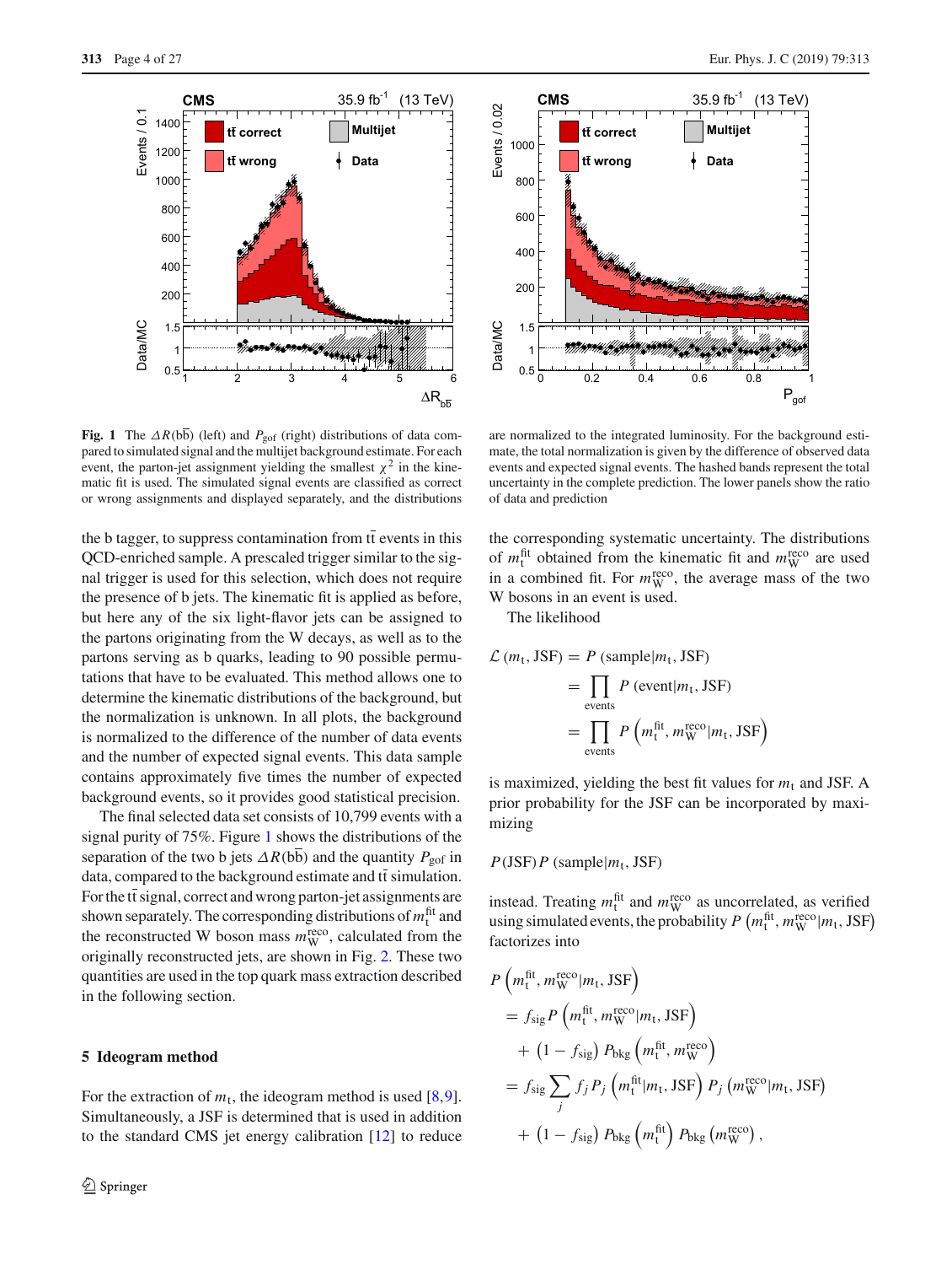**Fig. 1** The $\Delta R(\mathrm{b\bar{b}})$ (left) and $P_{\mathrm{gof}}$ (right) distributions of data compared to simulated signal and the multijet background estimate. For each event, the parton-jet assignment yielding the smallest $\chi^2$ in the kinematic fit is used. The simulated signal events are classified as correct or wrong assignments and displayed separately, and the distributions are normalized to the integrated luminosity. For the background estimate, the total normalization is given by the difference of observed data events and expected signal events. The hashed bands represent the total uncertainty in the complete prediction. The lower panels show the ratio of data and prediction

the b tagger, to suppress contamination from $\mathrm{t\bar{t}}$ events in this QCD-enriched sample. A prescaled trigger similar to the signal trigger is used for this selection, which does not require the presence of b jets. The kinematic fit is applied as before, but here any of the six light-flavor jets can be assigned to the partons originating from the W decays, as well as to the partons serving as b quarks, leading to 90 possible permutations that have to be evaluated. This method allows one to determine the kinematic distributions of the background, but the normalization is unknown. In all plots, the background is normalized to the difference of the number of data events and the number of expected signal events. This data sample contains approximately five times the number of expected background events, so it provides good statistical precision.

The final selected data set consists of 10,799 events with a signal purity of 75%. Figure 1 shows the distributions of the separation of the two b jets $\Delta R(\mathrm{b\bar{b}})$ and the quantity $P_{\mathrm{gof}}$ in data, compared to the background estimate and $\mathrm{t\bar{t}}$ simulation. For the $\mathrm{t\bar{t}}$ signal, correct and wrong parton-jet assignments are shown separately. The corresponding distributions of $m_{\mathrm{t}}^{\mathrm{fit}}$ and the reconstructed W boson mass $m_{\mathrm{W}}^{\mathrm{reco}}$, calculated from the originally reconstructed jets, are shown in Fig. 2. These two quantities are used in the top quark mass extraction described in the following section.

## 5 Ideogram method

For the extraction of $m_{\mathrm{t}}$, the ideogram method is used [8,9]. Simultaneously, a JSF is determined that is used in addition to the standard CMS jet energy calibration [12] to reduce the corresponding systematic uncertainty. The distributions of $m_{\mathrm{t}}^{\mathrm{fit}}$ obtained from the kinematic fit and $m_{\mathrm{W}}^{\mathrm{reco}}$ are used in a combined fit. For $m_{\mathrm{W}}^{\mathrm{reco}}$, the average mass of the two W bosons in an event is used.

The likelihood

$$
\begin{aligned}
\mathcal{L}(m_{\mathrm{t}}, \mathrm{JSF}) &= P\,(\text{sample}|m_{\mathrm{t}}, \mathrm{JSF}) \\
&= \prod_{\text{events}} P\,(\text{event}|m_{\mathrm{t}}, \mathrm{JSF}) \\
&= \prod_{\text{events}} P\left(m_{\mathrm{t}}^{\mathrm{fit}}, m_{\mathrm{W}}^{\mathrm{reco}}|m_{\mathrm{t}}, \mathrm{JSF}\right)
\end{aligned}
$$

is maximized, yielding the best fit values for $m_{\mathrm{t}}$ and JSF. A prior probability for the JSF can be incorporated by maximizing

$$P(\mathrm{JSF})\,P\,(\text{sample}|m_{\mathrm{t}}, \mathrm{JSF})$$

instead. Treating $m_{\mathrm{t}}^{\mathrm{fit}}$ and $m_{\mathrm{W}}^{\mathrm{reco}}$ as uncorrelated, as verified using simulated events, the probability $P\left(m_{\mathrm{t}}^{\mathrm{fit}}, m_{\mathrm{W}}^{\mathrm{reco}}|m_{\mathrm{t}}, \mathrm{JSF}\right)$ factorizes into

$$
\begin{aligned}
&P\left(m_{\mathrm{t}}^{\mathrm{fit}}, m_{\mathrm{W}}^{\mathrm{reco}}|m_{\mathrm{t}}, \mathrm{JSF}\right) \\
&= f_{\mathrm{sig}} P\left(m_{\mathrm{t}}^{\mathrm{fit}}, m_{\mathrm{W}}^{\mathrm{reco}}|m_{\mathrm{t}}, \mathrm{JSF}\right) \\
&\quad + \left(1 - f_{\mathrm{sig}}\right) P_{\mathrm{bkg}}\left(m_{\mathrm{t}}^{\mathrm{fit}}, m_{\mathrm{W}}^{\mathrm{reco}}\right) \\
&= f_{\mathrm{sig}} \sum_j f_j P_j\left(m_{\mathrm{t}}^{\mathrm{fit}}|m_{\mathrm{t}}, \mathrm{JSF}\right) P_j\left(m_{\mathrm{W}}^{\mathrm{reco}}|m_{\mathrm{t}}, \mathrm{JSF}\right) \\
&\quad + \left(1 - f_{\mathrm{sig}}\right) P_{\mathrm{bkg}}\left(m_{\mathrm{t}}^{\mathrm{fit}}\right) P_{\mathrm{bkg}}\left(m_{\mathrm{W}}^{\mathrm{reco}}\right),
\end{aligned}
$$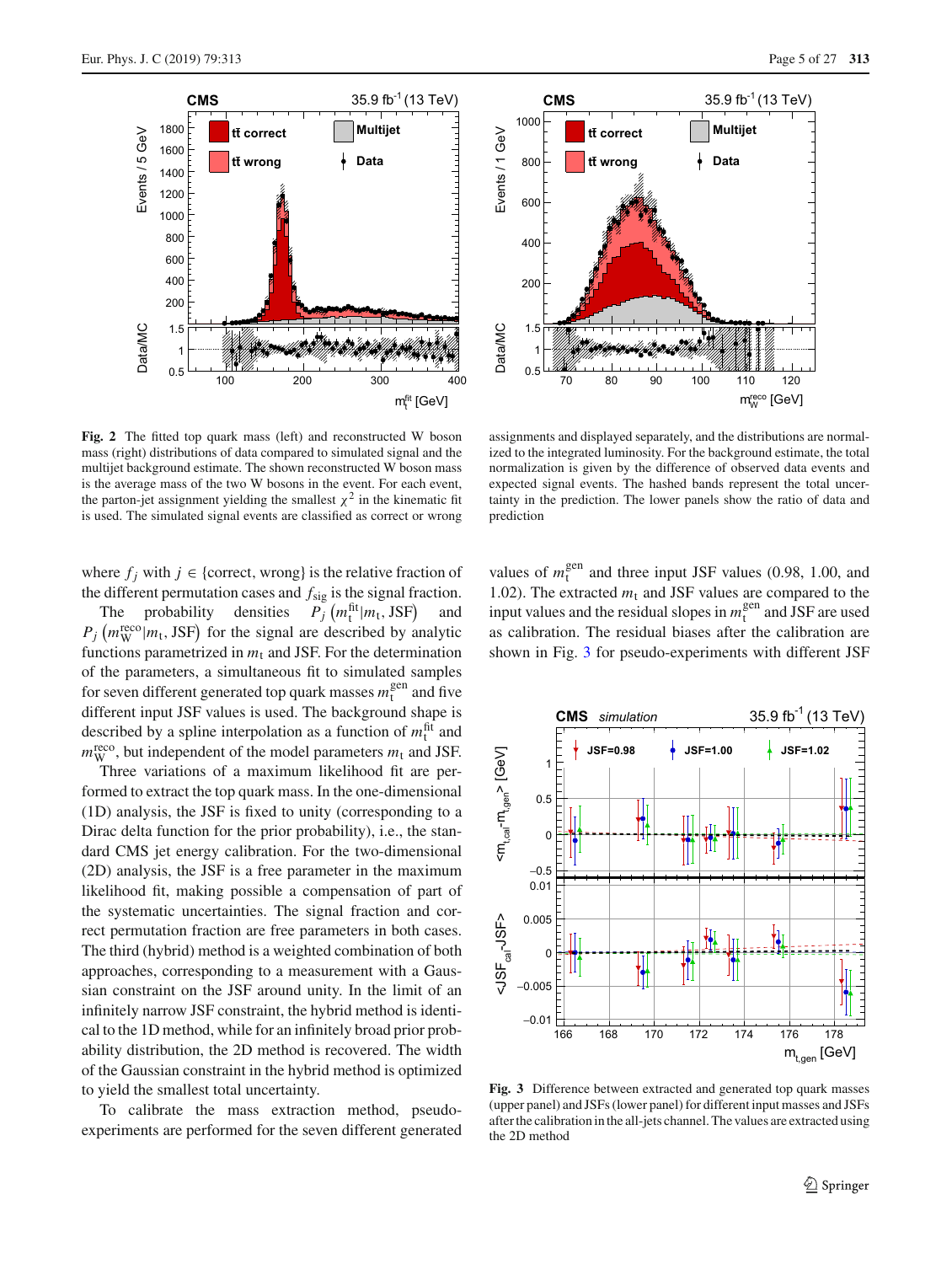**Fig. 2** The fitted top quark mass (left) and reconstructed W boson mass (right) distributions of data compared to simulated signal and the multijet background estimate. The shown reconstructed W boson mass is the average mass of the two W bosons in the event. For each event, the parton-jet assignment yielding the smallest $\chi^2$ in the kinematic fit is used. The simulated signal events are classified as correct or wrong assignments and displayed separately, and the distributions are normalized to the integrated luminosity. For the background estimate, the total normalization is given by the difference of observed data events and expected signal events. The hashed bands represent the total uncertainty in the prediction. The lower panels show the ratio of data and prediction

where $f_j$ with $j \in$ {correct, wrong} is the relative fraction of the different permutation cases and $f_{\text{sig}}$ is the signal fraction.

The probability densities $P_j\left(m_{\text{t}}^{\text{fit}}|m_{\text{t}}, \text{JSF}\right)$ and $P_j\left(m_{\text{W}}^{\text{reco}}|m_{\text{t}}, \text{JSF}\right)$ for the signal are described by analytic functions parametrized in $m_{\text{t}}$ and JSF. For the determination of the parameters, a simultaneous fit to simulated samples for seven different generated top quark masses $m_{\text{t}}^{\text{gen}}$ and five different input JSF values is used. The background shape is described by a spline interpolation as a function of $m_{\text{t}}^{\text{fit}}$ and $m_{\text{W}}^{\text{reco}}$, but independent of the model parameters $m_{\text{t}}$ and JSF.

Three variations of a maximum likelihood fit are performed to extract the top quark mass. In the one-dimensional (1D) analysis, the JSF is fixed to unity (corresponding to a Dirac delta function for the prior probability), i.e., the standard CMS jet energy calibration. For the two-dimensional (2D) analysis, the JSF is a free parameter in the maximum likelihood fit, making possible a compensation of part of the systematic uncertainties. The signal fraction and correct permutation fraction are free parameters in both cases. The third (hybrid) method is a weighted combination of both approaches, corresponding to a measurement with a Gaussian constraint on the JSF around unity. In the limit of an infinitely narrow JSF constraint, the hybrid method is identical to the 1D method, while for an infinitely broad prior probability distribution, the 2D method is recovered. The width of the Gaussian constraint in the hybrid method is optimized to yield the smallest total uncertainty.

To calibrate the mass extraction method, pseudo-experiments are performed for the seven different generated values of $m_{\text{t}}^{\text{gen}}$ and three input JSF values (0.98, 1.00, and 1.02). The extracted $m_{\text{t}}$ and JSF values are compared to the input values and the residual slopes in $m_{\text{t}}^{\text{gen}}$ and JSF are used as calibration. The residual biases after the calibration are shown in Fig. 3 for pseudo-experiments with different JSF

**Fig. 3** Difference between extracted and generated top quark masses (upper panel) and JSFs (lower panel) for different input masses and JSFs after the calibration in the all-jets channel. The values are extracted using the 2D method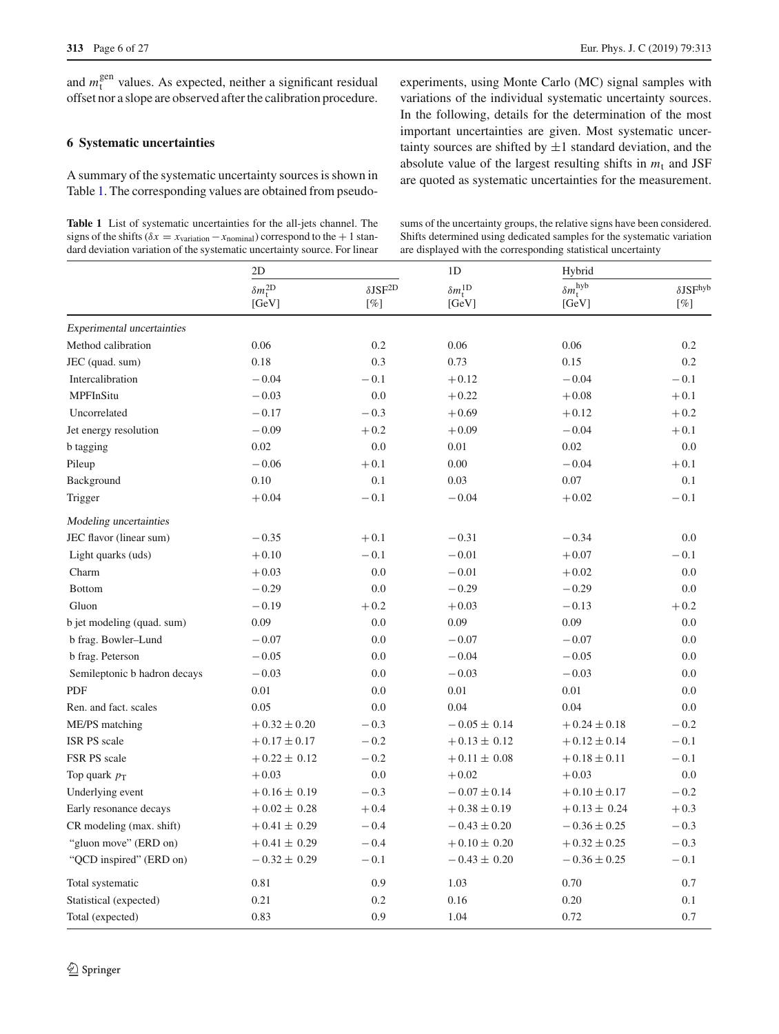and $m_t^{gen}$ values. As expected, neither a significant residual offset nor a slope are observed after the calibration procedure.

## 6 Systematic uncertainties

A summary of the systematic uncertainty sources is shown in Table 1. The corresponding values are obtained from pseudo-experiments, using Monte Carlo (MC) signal samples with variations of the individual systematic uncertainty sources. In the following, details for the determination of the most important uncertainties are given. Most systematic uncertainty sources are shifted by ±1 standard deviation, and the absolute value of the largest resulting shifts in $m_t$ and JSF are quoted as systematic uncertainties for the measurement.

**Table 1** List of systematic uncertainties for the all-jets channel. The signs of the shifts ($\delta x = x_{\text{variation}} - x_{\text{nominal}}$) correspond to the +1 standard deviation variation of the systematic uncertainty source. For linear sums of the uncertainty groups, the relative signs have been considered. Shifts determined using dedicated samples for the systematic variation are displayed with the corresponding statistical uncertainty

| | 2D | | 1D | Hybrid | |
|---|---|---|---|---|---|
| | $\delta m_t^{2D}$ [GeV] | $\delta$JSF$^{2D}$ [%] | $\delta m_t^{1D}$ [GeV] | $\delta m_t^{hyb}$ [GeV] | $\delta$JSF$^{hyb}$ [%] |
| *Experimental uncertainties* | | | | | |
| Method calibration | 0.06 | 0.2 | 0.06 | 0.06 | 0.2 |
| JEC (quad. sum) | 0.18 | 0.3 | 0.73 | 0.15 | 0.2 |
| Intercalibration | −0.04 | −0.1 | +0.12 | −0.04 | −0.1 |
| MPFInSitu | −0.03 | 0.0 | +0.22 | +0.08 | +0.1 |
| Uncorrelated | −0.17 | −0.3 | +0.69 | +0.12 | +0.2 |
| Jet energy resolution | −0.09 | +0.2 | +0.09 | −0.04 | +0.1 |
| b tagging | 0.02 | 0.0 | 0.01 | 0.02 | 0.0 |
| Pileup | −0.06 | +0.1 | 0.00 | −0.04 | +0.1 |
| Background | 0.10 | 0.1 | 0.03 | 0.07 | 0.1 |
| Trigger | +0.04 | −0.1 | −0.04 | +0.02 | −0.1 |
| *Modeling uncertainties* | | | | | |
| JEC flavor (linear sum) | −0.35 | +0.1 | −0.31 | −0.34 | 0.0 |
| Light quarks (uds) | +0.10 | −0.1 | −0.01 | +0.07 | −0.1 |
| Charm | +0.03 | 0.0 | −0.01 | +0.02 | 0.0 |
| Bottom | −0.29 | 0.0 | −0.29 | −0.29 | 0.0 |
| Gluon | −0.19 | +0.2 | +0.03 | −0.13 | +0.2 |
| b jet modeling (quad. sum) | 0.09 | 0.0 | 0.09 | 0.09 | 0.0 |
| b frag. Bowler–Lund | −0.07 | 0.0 | −0.07 | −0.07 | 0.0 |
| b frag. Peterson | −0.05 | 0.0 | −0.04 | −0.05 | 0.0 |
| Semileptonic b hadron decays | −0.03 | 0.0 | −0.03 | −0.03 | 0.0 |
| PDF | 0.01 | 0.0 | 0.01 | 0.01 | 0.0 |
| Ren. and fact. scales | 0.05 | 0.0 | 0.04 | 0.04 | 0.0 |
| ME/PS matching | +0.32 ± 0.20 | −0.3 | −0.05 ± 0.14 | +0.24 ± 0.18 | −0.2 |
| ISR PS scale | +0.17 ± 0.17 | −0.2 | +0.13 ± 0.12 | +0.12 ± 0.14 | −0.1 |
| FSR PS scale | +0.22 ± 0.12 | −0.2 | +0.11 ± 0.08 | +0.18 ± 0.11 | −0.1 |
| Top quark $p_T$ | +0.03 | 0.0 | +0.02 | +0.03 | 0.0 |
| Underlying event | +0.16 ± 0.19 | −0.3 | −0.07 ± 0.14 | +0.10 ± 0.17 | −0.2 |
| Early resonance decays | +0.02 ± 0.28 | +0.4 | +0.38 ± 0.19 | +0.13 ± 0.24 | +0.3 |
| CR modeling (max. shift) | +0.41 ± 0.29 | −0.4 | −0.43 ± 0.20 | −0.36 ± 0.25 | −0.3 |
| "gluon move" (ERD on) | +0.41 ± 0.29 | −0.4 | +0.10 ± 0.20 | +0.32 ± 0.25 | −0.3 |
| "QCD inspired" (ERD on) | −0.32 ± 0.29 | −0.1 | −0.43 ± 0.20 | −0.36 ± 0.25 | −0.1 |
| Total systematic | 0.81 | 0.9 | 1.03 | 0.70 | 0.7 |
| Statistical (expected) | 0.21 | 0.2 | 0.16 | 0.20 | 0.1 |
| Total (expected) | 0.83 | 0.9 | 1.04 | 0.72 | 0.7 |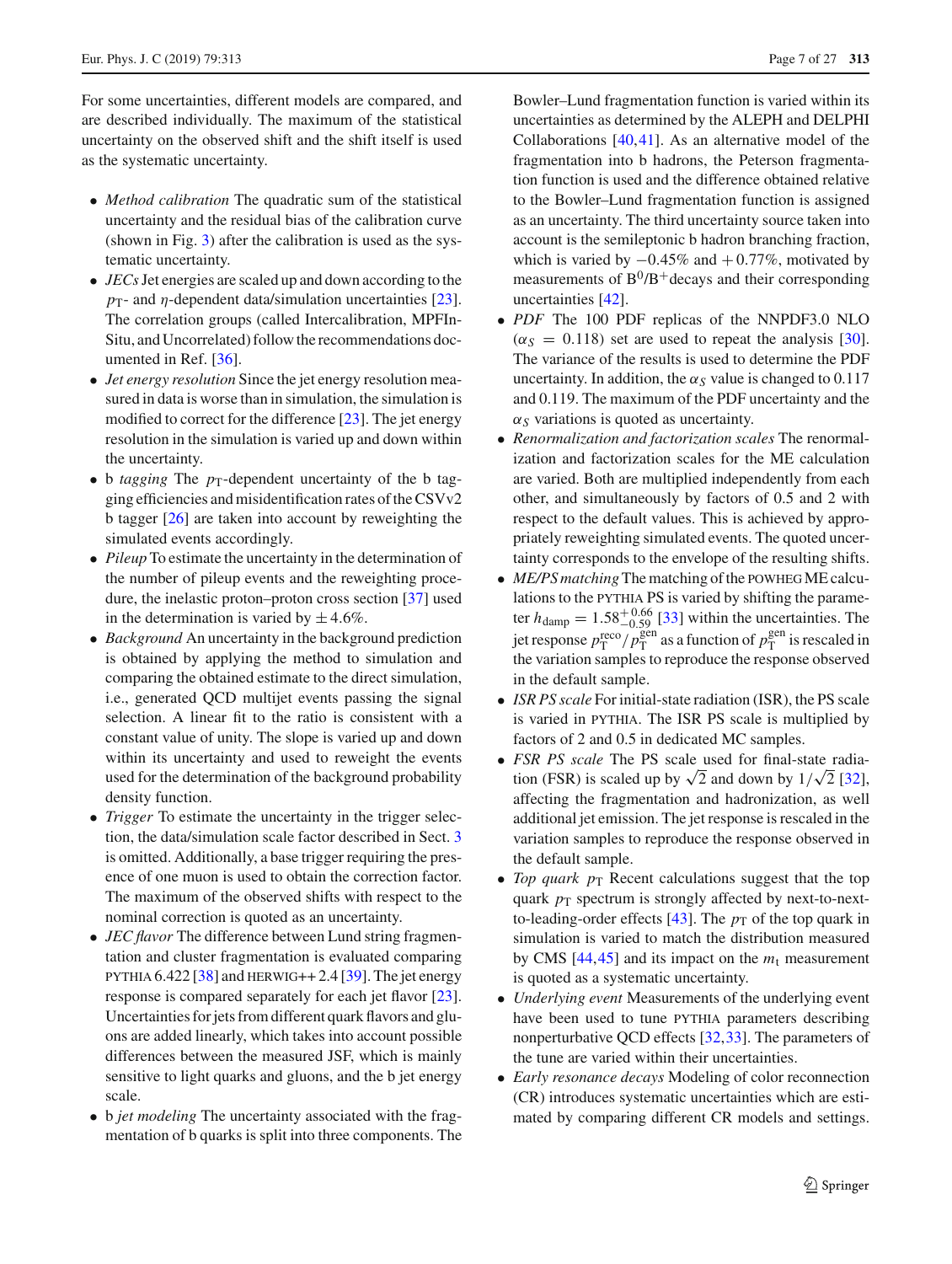For some uncertainties, different models are compared, and are described individually. The maximum of the statistical uncertainty on the observed shift and the shift itself is used as the systematic uncertainty.

- *Method calibration* The quadratic sum of the statistical uncertainty and the residual bias of the calibration curve (shown in Fig. 3) after the calibration is used as the systematic uncertainty.
- *JECs* Jet energies are scaled up and down according to the $p_{\mathrm{T}}$- and $\eta$-dependent data/simulation uncertainties [23]. The correlation groups (called Intercalibration, MPFInSitu, and Uncorrelated) follow the recommendations documented in Ref. [36].
- *Jet energy resolution* Since the jet energy resolution measured in data is worse than in simulation, the simulation is modified to correct for the difference [23]. The jet energy resolution in the simulation is varied up and down within the uncertainty.
- b *tagging* The $p_{\mathrm{T}}$-dependent uncertainty of the b tagging efficiencies and misidentification rates of the CSVv2 b tagger [26] are taken into account by reweighting the simulated events accordingly.
- *Pileup* To estimate the uncertainty in the determination of the number of pileup events and the reweighting procedure, the inelastic proton–proton cross section [37] used in the determination is varied by $\pm 4.6\%$.
- *Background* An uncertainty in the background prediction is obtained by applying the method to simulation and comparing the obtained estimate to the direct simulation, i.e., generated QCD multijet events passing the signal selection. A linear fit to the ratio is consistent with a constant value of unity. The slope is varied up and down within its uncertainty and used to reweight the events used for the determination of the background probability density function.
- *Trigger* To estimate the uncertainty in the trigger selection, the data/simulation scale factor described in Sect. 3 is omitted. Additionally, a base trigger requiring the presence of one muon is used to obtain the correction factor. The maximum of the observed shifts with respect to the nominal correction is quoted as an uncertainty.
- *JEC flavor* The difference between Lund string fragmentation and cluster fragmentation is evaluated comparing PYTHIA 6.422 [38] and HERWIG++ 2.4 [39]. The jet energy response is compared separately for each jet flavor [23]. Uncertainties for jets from different quark flavors and gluons are added linearly, which takes into account possible differences between the measured JSF, which is mainly sensitive to light quarks and gluons, and the b jet energy scale.
- b *jet modeling* The uncertainty associated with the fragmentation of b quarks is split into three components. The Bowler–Lund fragmentation function is varied within its uncertainties as determined by the ALEPH and DELPHI Collaborations [40,41]. As an alternative model of the fragmentation into b hadrons, the Peterson fragmentation function is used and the difference obtained relative to the Bowler–Lund fragmentation function is assigned as an uncertainty. The third uncertainty source taken into account is the semileptonic b hadron branching fraction, which is varied by $-0.45\%$ and $+0.77\%$, motivated by measurements of $\mathrm{B}^0/\mathrm{B}^+$decays and their corresponding uncertainties [42].
- *PDF* The 100 PDF replicas of the NNPDF3.0 NLO ($\alpha_S = 0.118$) set are used to repeat the analysis [30]. The variance of the results is used to determine the PDF uncertainty. In addition, the $\alpha_S$ value is changed to 0.117 and 0.119. The maximum of the PDF uncertainty and the $\alpha_S$ variations is quoted as uncertainty.
- *Renormalization and factorization scales* The renormalization and factorization scales for the ME calculation are varied. Both are multiplied independently from each other, and simultaneously by factors of 0.5 and 2 with respect to the default values. This is achieved by appropriately reweighting simulated events. The quoted uncertainty corresponds to the envelope of the resulting shifts.
- *ME/PS matching* The matching of the POWHEG ME calculations to the PYTHIA PS is varied by shifting the parameter $h_{\mathrm{damp}} = 1.58^{+0.66}_{-0.59}$ [33] within the uncertainties. The jet response $p_{\mathrm{T}}^{\mathrm{reco}}/p_{\mathrm{T}}^{\mathrm{gen}}$ as a function of $p_{\mathrm{T}}^{\mathrm{gen}}$ is rescaled in the variation samples to reproduce the response observed in the default sample.
- *ISR PS scale* For initial-state radiation (ISR), the PS scale is varied in PYTHIA. The ISR PS scale is multiplied by factors of 2 and 0.5 in dedicated MC samples.
- *FSR PS scale* The PS scale used for final-state radiation (FSR) is scaled up by $\sqrt{2}$ and down by $1/\sqrt{2}$ [32], affecting the fragmentation and hadronization, as well additional jet emission. The jet response is rescaled in the variation samples to reproduce the response observed in the default sample.
- *Top quark* $p_{\mathrm{T}}$ Recent calculations suggest that the top quark $p_{\mathrm{T}}$ spectrum is strongly affected by next-to-next-to-leading-order effects [43]. The $p_{\mathrm{T}}$ of the top quark in simulation is varied to match the distribution measured by CMS [44,45] and its impact on the $m_{\mathrm{t}}$ measurement is quoted as a systematic uncertainty.
- *Underlying event* Measurements of the underlying event have been used to tune PYTHIA parameters describing nonperturbative QCD effects [32,33]. The parameters of the tune are varied within their uncertainties.
- *Early resonance decays* Modeling of color reconnection (CR) introduces systematic uncertainties which are estimated by comparing different CR models and settings.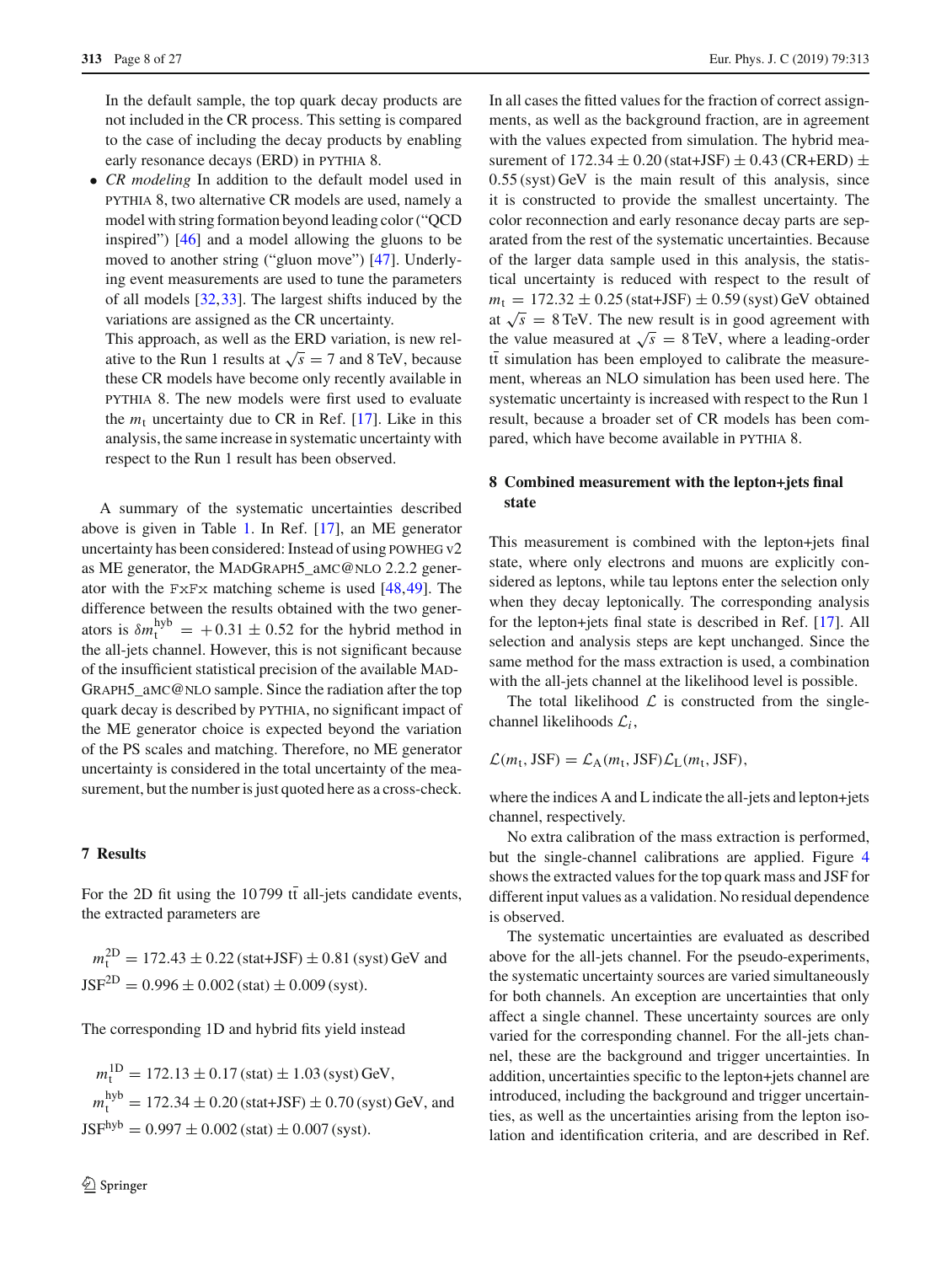In the default sample, the top quark decay products are not included in the CR process. This setting is compared to the case of including the decay products by enabling early resonance decays (ERD) in PYTHIA 8.

- *CR modeling* In addition to the default model used in PYTHIA 8, two alternative CR models are used, namely a model with string formation beyond leading color ("QCD inspired") [46] and a model allowing the gluons to be moved to another string ("gluon move") [47]. Underlying event measurements are used to tune the parameters of all models [32,33]. The largest shifts induced by the variations are assigned as the CR uncertainty.

  This approach, as well as the ERD variation, is new relative to the Run 1 results at $\sqrt{s} = 7$ and $8\,\text{TeV}$, because these CR models have become only recently available in PYTHIA 8. The new models were first used to evaluate the $m_\text{t}$ uncertainty due to CR in Ref. [17]. Like in this analysis, the same increase in systematic uncertainty with respect to the Run 1 result has been observed.

A summary of the systematic uncertainties described above is given in Table 1. In Ref. [17], an ME generator uncertainty has been considered: Instead of using POWHEG v2 as ME generator, the MADGRAPH5_aMC@NLO 2.2.2 generator with the FxFx matching scheme is used [48,49]. The difference between the results obtained with the two generators is $\delta m_\text{t}^\text{hyb} = +0.31 \pm 0.52$ for the hybrid method in the all-jets channel. However, this is not significant because of the insufficient statistical precision of the available MADGRAPH5_aMC@NLO sample. Since the radiation after the top quark decay is described by PYTHIA, no significant impact of the ME generator choice is expected beyond the variation of the PS scales and matching. Therefore, no ME generator uncertainty is considered in the total uncertainty of the measurement, but the number is just quoted here as a cross-check.

## 7 Results

For the 2D fit using the 10 799 $\text{t}\bar{\text{t}}$ all-jets candidate events, the extracted parameters are

$$m_\text{t}^\text{2D} = 172.43 \pm 0.22\,(\text{stat+JSF}) \pm 0.81\,(\text{syst})\,\text{GeV and}$$
$$\text{JSF}^\text{2D} = 0.996 \pm 0.002\,(\text{stat}) \pm 0.009\,(\text{syst}).$$

The corresponding 1D and hybrid fits yield instead

$$m_\text{t}^\text{1D} = 172.13 \pm 0.17\,(\text{stat}) \pm 1.03\,(\text{syst})\,\text{GeV},$$
$$m_\text{t}^\text{hyb} = 172.34 \pm 0.20\,(\text{stat+JSF}) \pm 0.70\,(\text{syst})\,\text{GeV, and}$$
$$\text{JSF}^\text{hyb} = 0.997 \pm 0.002\,(\text{stat}) \pm 0.007\,(\text{syst}).$$

In all cases the fitted values for the fraction of correct assignments, as well as the background fraction, are in agreement with the values expected from simulation. The hybrid measurement of $172.34 \pm 0.20\,(\text{stat+JSF}) \pm 0.43\,(\text{CR+ERD}) \pm 0.55\,(\text{syst})\,\text{GeV}$ is the main result of this analysis, since it is constructed to provide the smallest uncertainty. The color reconnection and early resonance decay parts are separated from the rest of the systematic uncertainties. Because of the larger data sample used in this analysis, the statistical uncertainty is reduced with respect to the result of $m_\text{t} = 172.32 \pm 0.25\,(\text{stat+JSF}) \pm 0.59\,(\text{syst})\,\text{GeV}$ obtained at $\sqrt{s} = 8\,\text{TeV}$. The new result is in good agreement with the value measured at $\sqrt{s} = 8\,\text{TeV}$, where a leading-order $\text{t}\bar{\text{t}}$ simulation has been employed to calibrate the measurement, whereas an NLO simulation has been used here. The systematic uncertainty is increased with respect to the Run 1 result, because a broader set of CR models has been compared, which have become available in PYTHIA 8.

## 8 Combined measurement with the lepton+jets final state

This measurement is combined with the lepton+jets final state, where only electrons and muons are explicitly considered as leptons, while tau leptons enter the selection only when they decay leptonically. The corresponding analysis for the lepton+jets final state is described in Ref. [17]. All selection and analysis steps are kept unchanged. Since the same method for the mass extraction is used, a combination with the all-jets channel at the likelihood level is possible.

The total likelihood $\mathcal{L}$ is constructed from the single-channel likelihoods $\mathcal{L}_i$,

$$\mathcal{L}(m_\text{t}, \text{JSF}) = \mathcal{L}_\text{A}(m_\text{t}, \text{JSF})\mathcal{L}_\text{L}(m_\text{t}, \text{JSF}),$$

where the indices A and L indicate the all-jets and lepton+jets channel, respectively.

No extra calibration of the mass extraction is performed, but the single-channel calibrations are applied. Figure 4 shows the extracted values for the top quark mass and JSF for different input values as a validation. No residual dependence is observed.

The systematic uncertainties are evaluated as described above for the all-jets channel. For the pseudo-experiments, the systematic uncertainty sources are varied simultaneously for both channels. An exception are uncertainties that only affect a single channel. These uncertainty sources are only varied for the corresponding channel. For the all-jets channel, these are the background and trigger uncertainties. In addition, uncertainties specific to the lepton+jets channel are introduced, including the background and trigger uncertainties, as well as the uncertainties arising from the lepton isolation and identification criteria, and are described in Ref.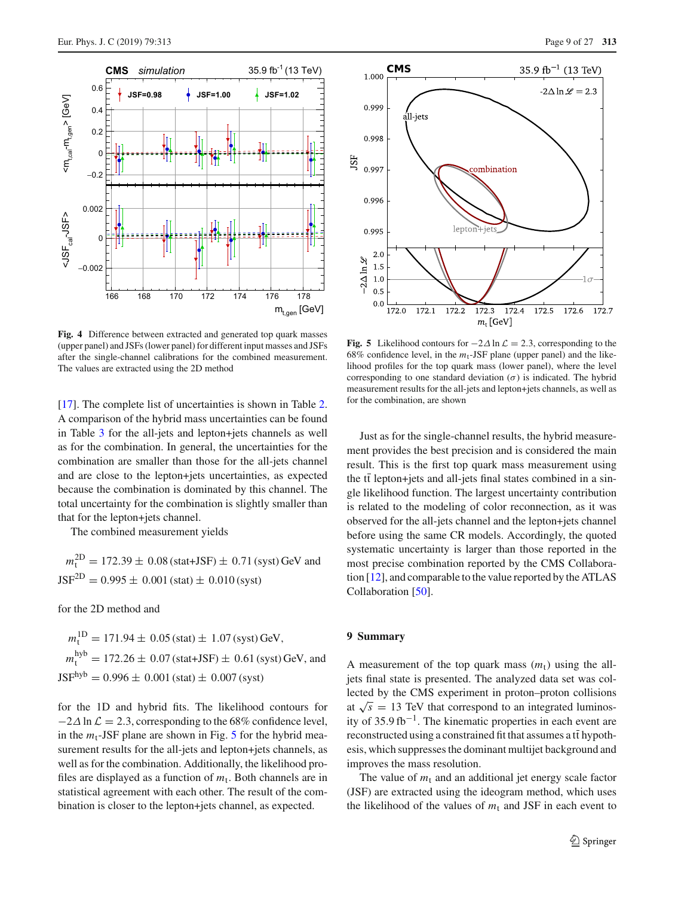**Fig. 4** Difference between extracted and generated top quark masses (upper panel) and JSFs (lower panel) for different input masses and JSFs after the single-channel calibrations for the combined measurement. The values are extracted using the 2D method

[17]. The complete list of uncertainties is shown in Table 2. A comparison of the hybrid mass uncertainties can be found in Table 3 for the all-jets and lepton+jets channels as well as for the combination. In general, the uncertainties for the combination are smaller than those for the all-jets channel and are close to the lepton+jets uncertainties, as expected because the combination is dominated by this channel. The total uncertainty for the combination is slightly smaller than that for the lepton+jets channel.

The combined measurement yields

$$m_{\mathrm{t}}^{\mathrm{2D}} = 172.39 \pm 0.08\,(\mathrm{stat{+}JSF}) \pm 0.71\,(\mathrm{syst})\,\mathrm{GeV} \text{ and}$$
$$\mathrm{JSF}^{\mathrm{2D}} = 0.995 \pm 0.001\,(\mathrm{stat}) \pm 0.010\,(\mathrm{syst})$$

for the 2D method and

$$m_{\mathrm{t}}^{\mathrm{1D}} = 171.94 \pm 0.05\,(\mathrm{stat}) \pm 1.07\,(\mathrm{syst})\,\mathrm{GeV},$$
$$m_{\mathrm{t}}^{\mathrm{hyb}} = 172.26 \pm 0.07\,(\mathrm{stat{+}JSF}) \pm 0.61\,(\mathrm{syst})\,\mathrm{GeV}, \text{ and}$$
$$\mathrm{JSF}^{\mathrm{hyb}} = 0.996 \pm 0.001\,(\mathrm{stat}) \pm 0.007\,(\mathrm{syst})$$

for the 1D and hybrid fits. The likelihood contours for $-2\Delta \ln \mathcal{L} = 2.3$, corresponding to the 68% confidence level, in the $m_{\mathrm{t}}$-JSF plane are shown in Fig. 5 for the hybrid measurement results for the all-jets and lepton+jets channels, as well as for the combination. Additionally, the likelihood profiles are displayed as a function of $m_{\mathrm{t}}$. Both channels are in statistical agreement with each other. The result of the combination is closer to the lepton+jets channel, as expected.

**Fig. 5** Likelihood contours for $-2\Delta \ln \mathcal{L} = 2.3$, corresponding to the 68% confidence level, in the $m_{\mathrm{t}}$-JSF plane (upper panel) and the likelihood profiles for the top quark mass (lower panel), where the level corresponding to one standard deviation ($\sigma$) is indicated. The hybrid measurement results for the all-jets and lepton+jets channels, as well as for the combination, are shown

Just as for the single-channel results, the hybrid measurement provides the best precision and is considered the main result. This is the first top quark mass measurement using the $\mathrm{t\bar{t}}$ lepton+jets and all-jets final states combined in a single likelihood function. The largest uncertainty contribution is related to the modeling of color reconnection, as it was observed for the all-jets channel and the lepton+jets channel before using the same CR models. Accordingly, the quoted systematic uncertainty is larger than those reported in the most precise combination reported by the CMS Collaboration [12], and comparable to the value reported by the ATLAS Collaboration [50].

## 9 Summary

A measurement of the top quark mass ($m_{\mathrm{t}}$) using the all-jets final state is presented. The analyzed data set was collected by the CMS experiment in proton–proton collisions at $\sqrt{s} = 13$ TeV that correspond to an integrated luminosity of $35.9\,\mathrm{fb}^{-1}$. The kinematic properties in each event are reconstructed using a constrained fit that assumes a $\mathrm{t\bar{t}}$ hypothesis, which suppresses the dominant multijet background and improves the mass resolution.

The value of $m_{\mathrm{t}}$ and an additional jet energy scale factor (JSF) are extracted using the ideogram method, which uses the likelihood of the values of $m_{\mathrm{t}}$ and JSF in each event to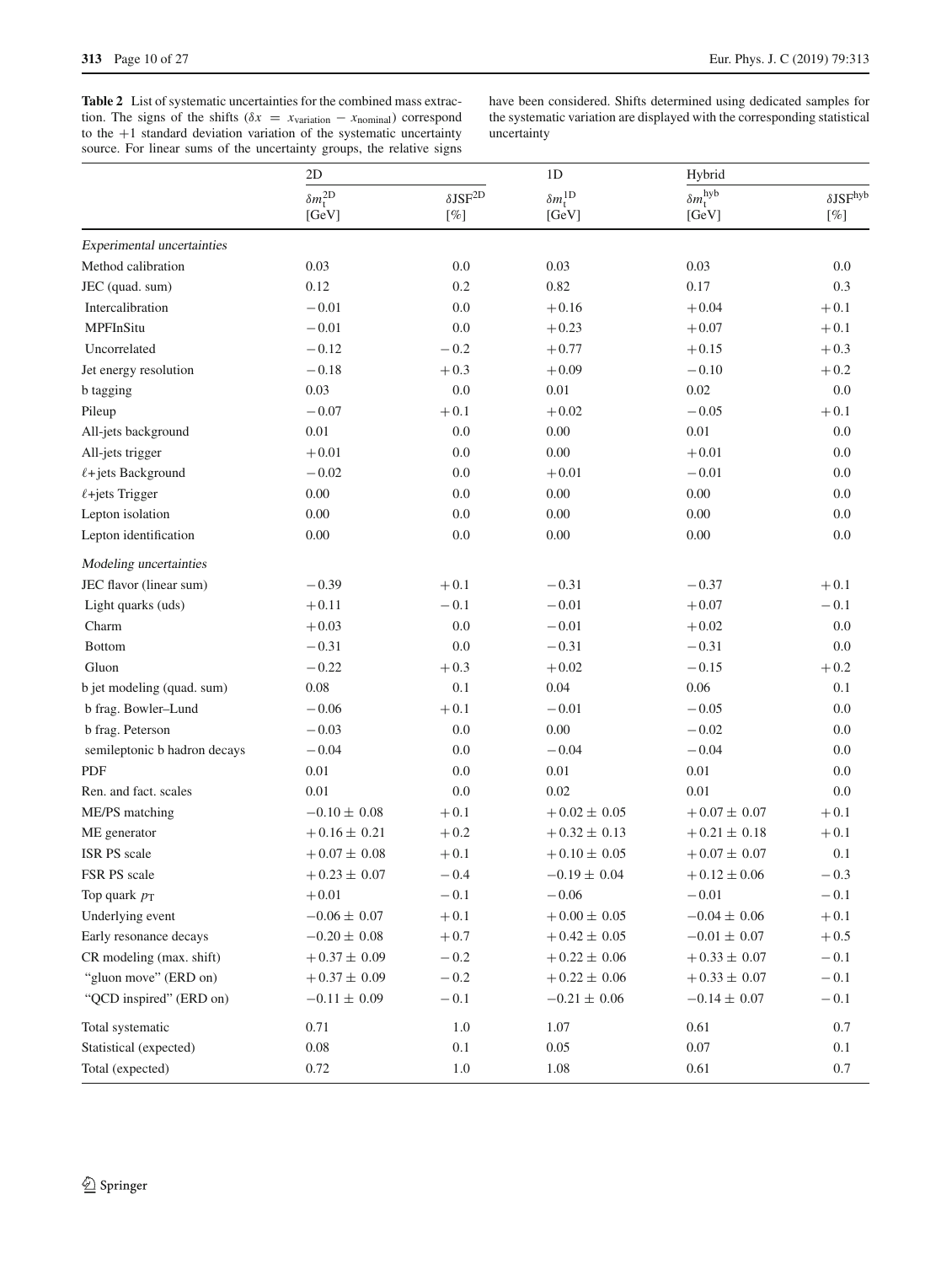**Table 2** List of systematic uncertainties for the combined mass extraction. The signs of the shifts ($\delta x = x_{\text{variation}} - x_{\text{nominal}}$) correspond to the $+1$ standard deviation variation of the systematic uncertainty source. For linear sums of the uncertainty groups, the relative signs have been considered. Shifts determined using dedicated samples for the systematic variation are displayed with the corresponding statistical uncertainty

| | 2D | | 1D | Hybrid | |
|---|---|---|---|---|---|
| | $\delta m_{\mathrm{t}}^{\mathrm{2D}}$ [GeV] | $\delta\mathrm{JSF}^{\mathrm{2D}}$ [%] | $\delta m_{\mathrm{t}}^{\mathrm{1D}}$ [GeV] | $\delta m_{\mathrm{t}}^{\mathrm{hyb}}$ [GeV] | $\delta\mathrm{JSF}^{\mathrm{hyb}}$ [%] |
| *Experimental uncertainties* | | | | | |
| Method calibration | 0.03 | 0.0 | 0.03 | 0.03 | 0.0 |
| JEC (quad. sum) | 0.12 | 0.2 | 0.82 | 0.17 | 0.3 |
| Intercalibration | −0.01 | 0.0 | +0.16 | +0.04 | +0.1 |
| MPFInSitu | −0.01 | 0.0 | +0.23 | +0.07 | +0.1 |
| Uncorrelated | −0.12 | −0.2 | +0.77 | +0.15 | +0.3 |
| Jet energy resolution | −0.18 | +0.3 | +0.09 | −0.10 | +0.2 |
| b tagging | 0.03 | 0.0 | 0.01 | 0.02 | 0.0 |
| Pileup | −0.07 | +0.1 | +0.02 | −0.05 | +0.1 |
| All-jets background | 0.01 | 0.0 | 0.00 | 0.01 | 0.0 |
| All-jets trigger | +0.01 | 0.0 | 0.00 | +0.01 | 0.0 |
| $\ell$+jets Background | −0.02 | 0.0 | +0.01 | −0.01 | 0.0 |
| $\ell$+jets Trigger | 0.00 | 0.0 | 0.00 | 0.00 | 0.0 |
| Lepton isolation | 0.00 | 0.0 | 0.00 | 0.00 | 0.0 |
| Lepton identification | 0.00 | 0.0 | 0.00 | 0.00 | 0.0 |
| *Modeling uncertainties* | | | | | |
| JEC flavor (linear sum) | −0.39 | +0.1 | −0.31 | −0.37 | +0.1 |
| Light quarks (uds) | +0.11 | −0.1 | −0.01 | +0.07 | −0.1 |
| Charm | +0.03 | 0.0 | −0.01 | +0.02 | 0.0 |
| Bottom | −0.31 | 0.0 | −0.31 | −0.31 | 0.0 |
| Gluon | −0.22 | +0.3 | +0.02 | −0.15 | +0.2 |
| b jet modeling (quad. sum) | 0.08 | 0.1 | 0.04 | 0.06 | 0.1 |
| b frag. Bowler–Lund | −0.06 | +0.1 | −0.01 | −0.05 | 0.0 |
| b frag. Peterson | −0.03 | 0.0 | 0.00 | −0.02 | 0.0 |
| semileptonic b hadron decays | −0.04 | 0.0 | −0.04 | −0.04 | 0.0 |
| PDF | 0.01 | 0.0 | 0.01 | 0.01 | 0.0 |
| Ren. and fact. scales | 0.01 | 0.0 | 0.02 | 0.01 | 0.0 |
| ME/PS matching | −0.10 ± 0.08 | +0.1 | +0.02 ± 0.05 | +0.07 ± 0.07 | +0.1 |
| ME generator | +0.16 ± 0.21 | +0.2 | +0.32 ± 0.13 | +0.21 ± 0.18 | +0.1 |
| ISR PS scale | +0.07 ± 0.08 | +0.1 | +0.10 ± 0.05 | +0.07 ± 0.07 | 0.1 |
| FSR PS scale | +0.23 ± 0.07 | −0.4 | −0.19 ± 0.04 | +0.12 ± 0.06 | −0.3 |
| Top quark $p_{\mathrm{T}}$ | +0.01 | −0.1 | −0.06 | −0.01 | −0.1 |
| Underlying event | −0.06 ± 0.07 | +0.1 | +0.00 ± 0.05 | −0.04 ± 0.06 | +0.1 |
| Early resonance decays | −0.20 ± 0.08 | +0.7 | +0.42 ± 0.05 | −0.01 ± 0.07 | +0.5 |
| CR modeling (max. shift) | +0.37 ± 0.09 | −0.2 | +0.22 ± 0.06 | +0.33 ± 0.07 | −0.1 |
| "gluon move" (ERD on) | +0.37 ± 0.09 | −0.2 | +0.22 ± 0.06 | +0.33 ± 0.07 | −0.1 |
| "QCD inspired" (ERD on) | −0.11 ± 0.09 | −0.1 | −0.21 ± 0.06 | −0.14 ± 0.07 | −0.1 |
| Total systematic | 0.71 | 1.0 | 1.07 | 0.61 | 0.7 |
| Statistical (expected) | 0.08 | 0.1 | 0.05 | 0.07 | 0.1 |
| Total (expected) | 0.72 | 1.0 | 1.08 | 0.61 | 0.7 |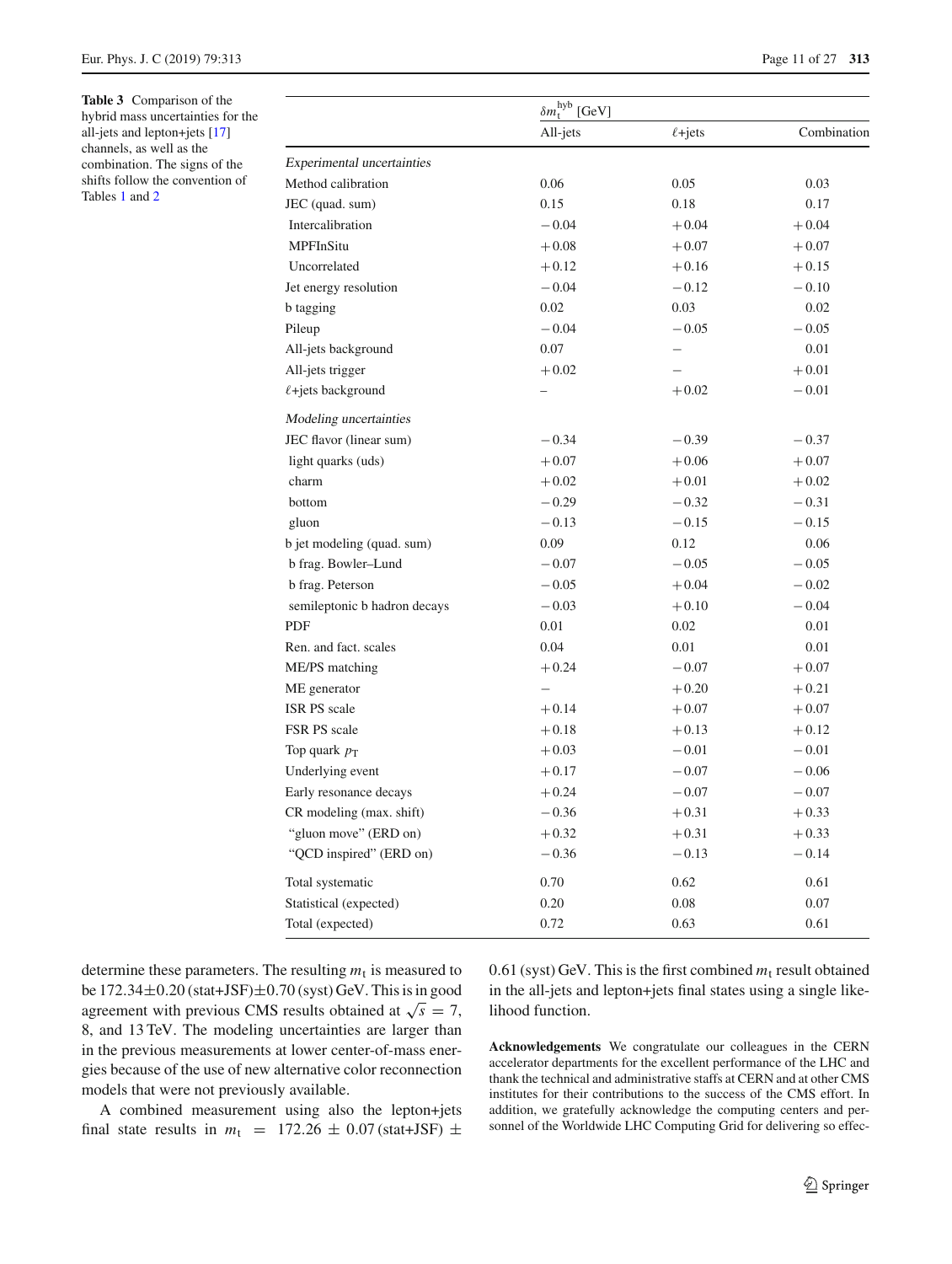**Table 3** Comparison of the hybrid mass uncertainties for the all-jets and lepton+jets [17] channels, as well as the combination. The signs of the shifts follow the convention of Tables 1 and 2

| | $\delta m_{\mathrm{t}}^{\mathrm{hyb}}$ [GeV] | | |
|---|---|---|---|
| | All-jets | $\ell$+jets | Combination |
| *Experimental uncertainties* | | | |
| Method calibration | 0.06 | 0.05 | 0.03 |
| JEC (quad. sum) | 0.15 | 0.18 | 0.17 |
| Intercalibration | −0.04 | +0.04 | +0.04 |
| MPFInSitu | +0.08 | +0.07 | +0.07 |
| Uncorrelated | +0.12 | +0.16 | +0.15 |
| Jet energy resolution | −0.04 | −0.12 | −0.10 |
| b tagging | 0.02 | 0.03 | 0.02 |
| Pileup | −0.04 | −0.05 | −0.05 |
| All-jets background | 0.07 | – | 0.01 |
| All-jets trigger | +0.02 | – | +0.01 |
| $\ell$+jets background | – | +0.02 | −0.01 |
| *Modeling uncertainties* | | | |
| JEC flavor (linear sum) | −0.34 | −0.39 | −0.37 |
| light quarks (uds) | +0.07 | +0.06 | +0.07 |
| charm | +0.02 | +0.01 | +0.02 |
| bottom | −0.29 | −0.32 | −0.31 |
| gluon | −0.13 | −0.15 | −0.15 |
| b jet modeling (quad. sum) | 0.09 | 0.12 | 0.06 |
| b frag. Bowler–Lund | −0.07 | −0.05 | −0.05 |
| b frag. Peterson | −0.05 | +0.04 | −0.02 |
| semileptonic b hadron decays | −0.03 | +0.10 | −0.04 |
| PDF | 0.01 | 0.02 | 0.01 |
| Ren. and fact. scales | 0.04 | 0.01 | 0.01 |
| ME/PS matching | +0.24 | −0.07 | +0.07 |
| ME generator | – | +0.20 | +0.21 |
| ISR PS scale | +0.14 | +0.07 | +0.07 |
| FSR PS scale | +0.18 | +0.13 | +0.12 |
| Top quark $p_{\mathrm{T}}$ | +0.03 | −0.01 | −0.01 |
| Underlying event | +0.17 | −0.07 | −0.06 |
| Early resonance decays | +0.24 | −0.07 | −0.07 |
| CR modeling (max. shift) | −0.36 | +0.31 | +0.33 |
| "gluon move" (ERD on) | +0.32 | +0.31 | +0.33 |
| "QCD inspired" (ERD on) | −0.36 | −0.13 | −0.14 |
| Total systematic | 0.70 | 0.62 | 0.61 |
| Statistical (expected) | 0.20 | 0.08 | 0.07 |
| Total (expected) | 0.72 | 0.63 | 0.61 |

determine these parameters. The resulting $m_{\mathrm{t}}$ is measured to be $172.34 \pm 0.20\,(\mathrm{stat{+}JSF}) \pm 0.70\,(\mathrm{syst})$ GeV. This is in good agreement with previous CMS results obtained at $\sqrt{s} = 7$, 8, and 13 TeV. The modeling uncertainties are larger than in the previous measurements at lower center-of-mass energies because of the use of new alternative color reconnection models that were not previously available.

A combined measurement using also the lepton+jets final state results in $m_{\mathrm{t}} = 172.26 \pm 0.07\,(\mathrm{stat{+}JSF}) \pm 0.61\,(\mathrm{syst})$ GeV. This is the first combined $m_{\mathrm{t}}$ result obtained in the all-jets and lepton+jets final states using a single likelihood function.

**Acknowledgements** We congratulate our colleagues in the CERN accelerator departments for the excellent performance of the LHC and thank the technical and administrative staffs at CERN and at other CMS institutes for their contributions to the success of the CMS effort. In addition, we gratefully acknowledge the computing centers and personnel of the Worldwide LHC Computing Grid for delivering so effec-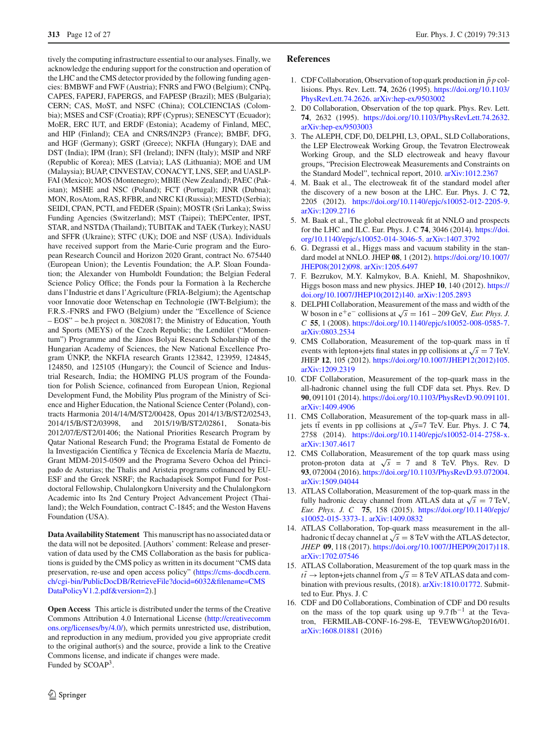tively the computing infrastructure essential to our analyses. Finally, we acknowledge the enduring support for the construction and operation of the LHC and the CMS detector provided by the following funding agencies: BMBWF and FWF (Austria); FNRS and FWO (Belgium); CNPq, CAPES, FAPERJ, FAPERGS, and FAPESP (Brazil); MES (Bulgaria); CERN; CAS, MoST, and NSFC (China); COLCIENCIAS (Colombia); MSES and CSF (Croatia); RPF (Cyprus); SENESCYT (Ecuador); MoER, ERC IUT, and ERDF (Estonia); Academy of Finland, MEC, and HIP (Finland); CEA and CNRS/IN2P3 (France); BMBF, DFG, and HGF (Germany); GSRT (Greece); NKFIA (Hungary); DAE and DST (India); IPM (Iran); SFI (Ireland); INFN (Italy); MSIP and NRF (Republic of Korea); MES (Latvia); LAS (Lithuania); MOE and UM (Malaysia); BUAP, CINVESTAV, CONACYT, LNS, SEP, and UASLP-FAI (Mexico); MOS (Montenegro); MBIE (New Zealand); PAEC (Pakistan); MSHE and NSC (Poland); FCT (Portugal); JINR (Dubna); MON, RosAtom, RAS, RFBR, and NRC KI (Russia); MESTD (Serbia); SEIDI, CPAN, PCTI, and FEDER (Spain); MOSTR (Sri Lanka); Swiss Funding Agencies (Switzerland); MST (Taipei); ThEPCenter, IPST, STAR, and NSTDA (Thailand); TUBITAK and TAEK (Turkey); NASU and SFFR (Ukraine); STFC (UK); DOE and NSF (USA). Individuals have received support from the Marie-Curie program and the European Research Council and Horizon 2020 Grant, contract No. 675440 (European Union); the Leventis Foundation; the A.P. Sloan Foundation; the Alexander von Humboldt Foundation; the Belgian Federal Science Policy Office; the Fonds pour la Formation à la Recherche dans l'Industrie et dans l'Agriculture (FRIA-Belgium); the Agentschap voor Innovatie door Wetenschap en Technologie (IWT-Belgium); the F.R.S.-FNRS and FWO (Belgium) under the "Excellence of Science – EOS" – be.h project n. 30820817; the Ministry of Education, Youth and Sports (MEYS) of the Czech Republic; the Lendület ("Momentum") Programme and the János Bolyai Research Scholarship of the Hungarian Academy of Sciences, the New National Excellence Program ÚNKP, the NKFIA research grants 123842, 123959, 124845, 124850, and 125105 (Hungary); the Council of Science and Industrial Research, India; the HOMING PLUS program of the Foundation for Polish Science, cofinanced from European Union, Regional Development Fund, the Mobility Plus program of the Ministry of Science and Higher Education, the National Science Center (Poland), contracts Harmonia 2014/14/M/ST2/00428, Opus 2014/13/B/ST2/02543, 2014/15/B/ST2/03998, and 2015/19/B/ST2/02861, Sonata-bis 2012/07/E/ST2/01406; the National Priorities Research Program by Qatar National Research Fund; the Programa Estatal de Fomento de la Investigación Científica y Técnica de Excelencia María de Maeztu, Grant MDM-2015-0509 and the Programa Severo Ochoa del Principado de Asturias; the Thalis and Aristeia programs cofinanced by EU-ESF and the Greek NSRF; the Rachadapisek Sompot Fund for Postdoctoral Fellowship, Chulalongkorn University and the Chulalongkorn Academic into Its 2nd Century Project Advancement Project (Thailand); the Welch Foundation, contract C-1845; and the Weston Havens Foundation (USA).

**Data Availability Statement** This manuscript has no associated data or the data will not be deposited. [Authors' comment: Release and preservation of data used by the CMS Collaboration as the basis for publications is guided by the CMS policy as written in its document "CMS data preservation, re-use and open access policy" (https://cms-docdb.cern.ch/cgi-bin/PublicDocDB/RetrieveFile?docid=6032&filename=CMSDataPolicyV1.2.pdf&version=2).]

**Open Access** This article is distributed under the terms of the Creative Commons Attribution 4.0 International License (http://creativecommons.org/licenses/by/4.0/), which permits unrestricted use, distribution, and reproduction in any medium, provided you give appropriate credit to the original author(s) and the source, provide a link to the Creative Commons license, and indicate if changes were made.
Funded by SCOAP[3].

## References

1. CDF Collaboration, Observation of top quark production in $\bar{p}p$ collisions. Phys. Rev. Lett. **74**, 2626 (1995). https://doi.org/10.1103/PhysRevLett.74.2626. arXiv:hep-ex/9503002
2. D0 Collaboration, Observation of the top quark. Phys. Rev. Lett. **74**, 2632 (1995). https://doi.org/10.1103/PhysRevLett.74.2632. arXiv:hep-ex/9503003
3. The ALEPH, CDF, D0, DELPHI, L3, OPAL, SLD Collaborations, the LEP Electroweak Working Group, the Tevatron Electroweak Working Group, and the SLD electroweak and heavy flavour groups, "Precision Electroweak Measurements and Constraints on the Standard Model", technical report, 2010. arXiv:1012.2367
4. M. Baak et al., The electroweak fit of the standard model after the discovery of a new boson at the LHC. Eur. Phys. J. C **72**, 2205 (2012). https://doi.org/10.1140/epjc/s10052-012-2205-9. arXiv:1209.2716
5. M. Baak et al., The global electroweak fit at NNLO and prospects for the LHC and ILC. Eur. Phys. J. C **74**, 3046 (2014). https://doi.org/10.1140/epjc/s10052-014-3046-5. arXiv:1407.3792
6. G. Degrassi et al., Higgs mass and vacuum stability in the standard model at NNLO. JHEP **08**, 1 (2012). https://doi.org/10.1007/JHEP08(2012)098. arXiv:1205.6497
7. F. Bezrukov, M.Y. Kalmykov, B.A. Kniehl, M. Shaposhnikov, Higgs boson mass and new physics. JHEP **10**, 140 (2012). https://doi.org/10.1007/JHEP10(2012)140. arXiv:1205.2893
8. DELPHI Collaboration, Measurement of the mass and width of the W boson in $e^+e^-$ collisions at $\sqrt{s} = 161 - 209$ GeV, *Eur. Phys. J. C* **55**, 1 (2008). https://doi.org/10.1140/epjc/s10052-008-0585-7. arXiv:0803.2534
9. CMS Collaboration, Measurement of the top-quark mass in $t\bar{t}$ events with lepton+jets final states in pp collisions at $\sqrt{s} = 7$ TeV. JHEP **12**, 105 (2012). https://doi.org/10.1007/JHEP12(2012)105. arXiv:1209.2319
10. CDF Collaboration, Measurement of the top-quark mass in the all-hadronic channel using the full CDF data set. Phys. Rev. D **90**, 091101 (2014). https://doi.org/10.1103/PhysRevD.90.091101. arXiv:1409.4906
11. CMS Collaboration, Measurement of the top-quark mass in all-jets $t\bar{t}$ events in pp collisions at $\sqrt{s}$=7 TeV. Eur. Phys. J. C **74**, 2758 (2014). https://doi.org/10.1140/epjc/s10052-014-2758-x. arXiv:1307.4617
12. CMS Collaboration, Measurement of the top quark mass using proton-proton data at $\sqrt{s} = 7$ and 8 TeV. Phys. Rev. D **93**, 072004 (2016). https://doi.org/10.1103/PhysRevD.93.072004. arXiv:1509.04044
13. ATLAS Collaboration, Measurement of the top-quark mass in the fully hadronic decay channel from ATLAS data at $\sqrt{s} = 7$ TeV, *Eur. Phys. J. C* **75**, 158 (2015). https://doi.org/10.1140/epjc/s10052-015-3373-1. arXiv:1409.0832
14. ATLAS Collaboration, Top-quark mass measurement in the all-hadronic $t\bar{t}$ decay channel at $\sqrt{s} = 8$ TeV with the ATLAS detector, *JHEP* **09**, 118 (2017). https://doi.org/10.1007/JHEP09(2017)118. arXiv:1702.07546
15. ATLAS Collaboration, Measurement of the top quark mass in the $t\bar{t} \rightarrow$ lepton+jets channel from $\sqrt{s} = 8$ TeV ATLAS data and combination with previous results, (2018). arXiv:1810.01772. Submitted to Eur. Phys. J. C
16. CDF and D0 Collaborations, Combination of CDF and D0 results on the mass of the top quark using up 9.7 $\text{fb}^{-1}$ at the Tevatron, FERMILAB-CONF-16-298-E, TEVEWWG/top2016/01. arXiv:1608.01881 (2016)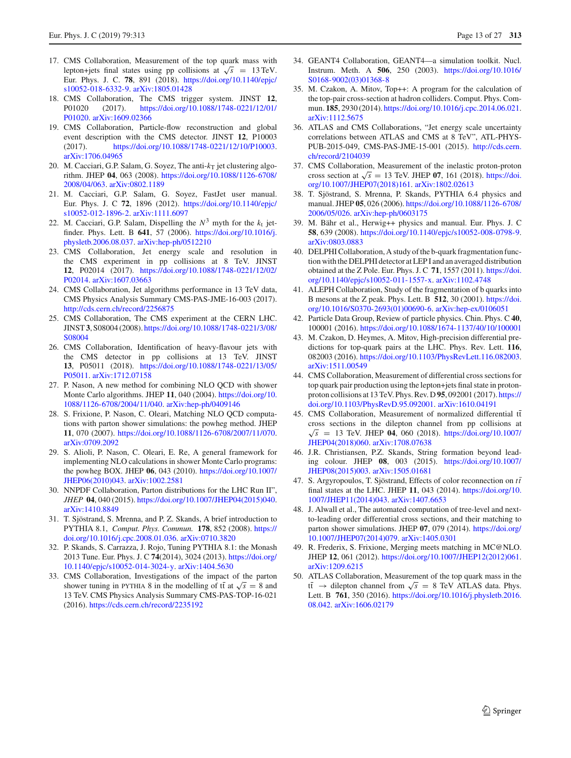17. CMS Collaboration, Measurement of the top quark mass with lepton+jets final states using pp collisions at $\sqrt{s} = 13$ TeV. Eur. Phys. J. C. **78**, 891 (2018). https://doi.org/10.1140/epjc/s10052-018-6332-9. arXiv:1805.01428
18. CMS Collaboration, The CMS trigger system. JINST **12**, P01020 (2017). https://doi.org/10.1088/1748-0221/12/01/P01020. arXiv:1609.02366
19. CMS Collaboration, Particle-flow reconstruction and global event description with the CMS detector. JINST **12**, P10003 (2017). https://doi.org/10.1088/1748-0221/12/10/P10003. arXiv:1706.04965
20. M. Cacciari, G.P. Salam, G. Soyez, The anti-$k_T$ jet clustering algorithm. JHEP **04**, 063 (2008). https://doi.org/10.1088/1126-6708/2008/04/063. arXiv:0802.1189
21. M. Cacciari, G.P. Salam, G. Soyez, FastJet user manual. Eur. Phys. J. C **72**, 1896 (2012). https://doi.org/10.1140/epjc/s10052-012-1896-2. arXiv:1111.6097
22. M. Cacciari, G.P. Salam, Dispelling the $N^3$ myth for the $k_t$ jet-finder. Phys. Lett. B **641**, 57 (2006). https://doi.org/10.1016/j.physletb.2006.08.037. arXiv:hep-ph/0512210
23. CMS Collaboration, Jet energy scale and resolution in the CMS experiment in pp collisions at 8 TeV. JINST **12**, P02014 (2017). https://doi.org/10.1088/1748-0221/12/02/P02014. arXiv:1607.03663
24. CMS Collaboration, Jet algorithms performance in 13 TeV data, CMS Physics Analysis Summary CMS-PAS-JME-16-003 (2017). http://cds.cern.ch/record/2256875
25. CMS Collaboration, The CMS experiment at the CERN LHC. JINST **3**, S08004 (2008). https://doi.org/10.1088/1748-0221/3/08/S08004
26. CMS Collaboration, Identification of heavy-flavour jets with the CMS detector in pp collisions at 13 TeV. JINST **13**, P05011 (2018). https://doi.org/10.1088/1748-0221/13/05/P05011. arXiv:1712.07158
27. P. Nason, A new method for combining NLO QCD with shower Monte Carlo algorithms. JHEP **11**, 040 (2004). https://doi.org/10.1088/1126-6708/2004/11/040. arXiv:hep-ph/0409146
28. S. Frixione, P. Nason, C. Oleari, Matching NLO QCD computations with parton shower simulations: the powheg method. JHEP **11**, 070 (2007). https://doi.org/10.1088/1126-6708/2007/11/070. arXiv:0709.2092
29. S. Alioli, P. Nason, C. Oleari, E. Re, A general framework for implementing NLO calculations in shower Monte Carlo programs: the powheg BOX. JHEP **06**, 043 (2010). https://doi.org/10.1007/JHEP06(2010)043. arXiv:1002.2581
30. NNPDF Collaboration, Parton distributions for the LHC Run II", *JHEP* **04**, 040 (2015). https://doi.org/10.1007/JHEP04(2015)040. arXiv:1410.8849
31. T. Sjöstrand, S. Mrenna, and P. Z. Skands, A brief introduction to PYTHIA 8.1, *Comput. Phys. Commun.* **178**, 852 (2008). https://doi.org/10.1016/j.cpc.2008.01.036. arXiv:0710.3820
32. P. Skands, S. Carrazza, J. Rojo, Tuning PYTHIA 8.1: the Monash 2013 Tune. Eur. Phys. J. C **74**(2014), 3024 (2013). https://doi.org/10.1140/epjc/s10052-014-3024-y. arXiv:1404.5630
33. CMS Collaboration, Investigations of the impact of the parton shower tuning in PYTHIA 8 in the modelling of $\mathrm{t\bar{t}}$ at $\sqrt{s} = 8$ and 13 TeV. CMS Physics Analysis Summary CMS-PAS-TOP-16-021 (2016). https://cds.cern.ch/record/2235192
34. GEANT4 Collaboration, GEANT4—a simulation toolkit. Nucl. Instrum. Meth. A **506**, 250 (2003). https://doi.org/10.1016/S0168-9002(03)01368-8
35. M. Czakon, A. Mitov, Top++: A program for the calculation of the top-pair cross-section at hadron colliders. Comput. Phys. Commun. **185**, 2930 (2014). https://doi.org/10.1016/j.cpc.2014.06.021. arXiv:1112.5675
36. ATLAS and CMS Collaborations, "Jet energy scale uncertainty correlations between ATLAS and CMS at 8 TeV", ATL-PHYS-PUB-2015-049, CMS-PAS-JME-15-001 (2015). http://cds.cern.ch/record/2104039
37. CMS Collaboration, Measurement of the inelastic proton-proton cross section at $\sqrt{s} = 13$ TeV. JHEP **07**, 161 (2018). https://doi.org/10.1007/JHEP07(2018)161. arXiv:1802.02613
38. T. Sjöstrand, S. Mrenna, P. Skands, PYTHIA 6.4 physics and manual. JHEP **05**, 026 (2006). https://doi.org/10.1088/1126-6708/2006/05/026. arXiv:hep-ph/0603175
39. M. Bähr et al., Herwig++ physics and manual. Eur. Phys. J. C **58**, 639 (2008). https://doi.org/10.1140/epjc/s10052-008-0798-9. arXiv:0803.0883
40. DELPHI Collaboration, A study of the b-quark fragmentation function with the DELPHI detector at LEP I and an averaged distribution obtained at the Z Pole. Eur. Phys. J. C **71**, 1557 (2011). https://doi.org/10.1140/epjc/s10052-011-1557-x. arXiv:1102.4748
41. ALEPH Collaboration, Study of the fragmentation of b quarks into B mesons at the Z peak. Phys. Lett. B **512**, 30 (2001). https://doi.org/10.1016/S0370-2693(01)00690-6. arXiv:hep-ex/0106051
42. Particle Data Group, Review of particle physics. Chin. Phys. C **40**, 100001 (2016). https://doi.org/10.1088/1674-1137/40/10/100001
43. M. Czakon, D. Heymes, A. Mitov, High-precision differential predictions for top-quark pairs at the LHC. Phys. Rev. Lett. **116**, 082003 (2016). https://doi.org/10.1103/PhysRevLett.116.082003. arXiv:1511.00549
44. CMS Collaboration, Measurement of differential cross sections for top quark pair production using the lepton+jets final state in proton-proton collisions at 13 TeV. Phys. Rev. D **95**, 092001 (2017). https://doi.org/10.1103/PhysRevD.95.092001. arXiv:1610.04191
45. CMS Collaboration, Measurement of normalized differential $\mathrm{t\bar{t}}$ cross sections in the dilepton channel from pp collisions at $\sqrt{s} = 13$ TeV. JHEP **04**, 060 (2018). https://doi.org/10.1007/JHEP04(2018)060. arXiv:1708.07638
46. J.R. Christiansen, P.Z. Skands, String formation beyond leading colour. JHEP **08**, 003 (2015). https://doi.org/10.1007/JHEP08(2015)003. arXiv:1505.01681
47. S. Argyropoulos, T. Sjöstrand, Effects of color reconnection on $t\bar{t}$ final states at the LHC. JHEP **11**, 043 (2014). https://doi.org/10.1007/JHEP11(2014)043. arXiv:1407.6653
48. J. Alwall et al., The automated computation of tree-level and next-to-leading order differential cross sections, and their matching to parton shower simulations. JHEP **07**, 079 (2014). https://doi.org/10.1007/JHEP07(2014)079. arXiv:1405.0301
49. R. Frederix, S. Frixione, Merging meets matching in MC@NLO. JHEP **12**, 061 (2012). https://doi.org/10.1007/JHEP12(2012)061. arXiv:1209.6215
50. ATLAS Collaboration, Measurement of the top quark mass in the $\mathrm{t\bar{t}} \rightarrow$ dilepton channel from $\sqrt{s} = 8$ TeV ATLAS data. Phys. Lett. B **761**, 350 (2016). https://doi.org/10.1016/j.physletb.2016.08.042. arXiv:1606.02179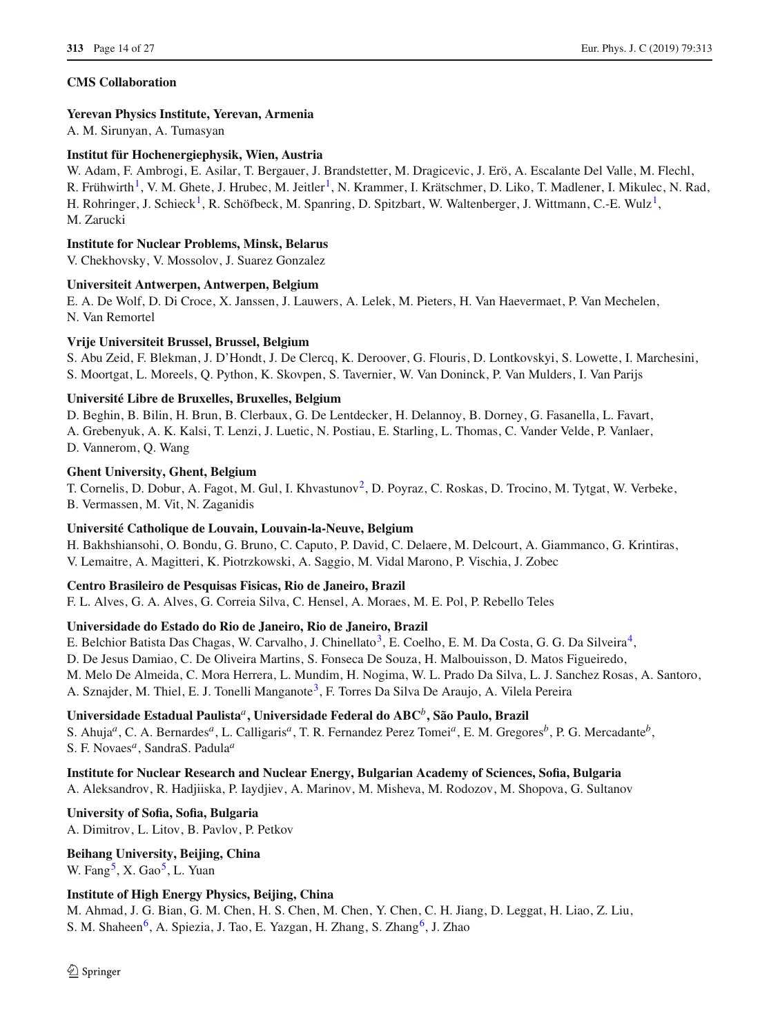## CMS Collaboration

### Yerevan Physics Institute, Yerevan, Armenia

A. M. Sirunyan, A. Tumasyan

### Institut für Hochenergiephysik, Wien, Austria

W. Adam, F. Ambrogi, E. Asilar, T. Bergauer, J. Brandstetter, M. Dragicevic, J. Erö, A. Escalante Del Valle, M. Flechl, R. Frühwirth[1], V. M. Ghete, J. Hrubec, M. Jeitler[1], N. Krammer, I. Krätschmer, D. Liko, T. Madlener, I. Mikulec, N. Rad, H. Rohringer, J. Schieck[1], R. Schöfbeck, M. Spanring, D. Spitzbart, W. Waltenberger, J. Wittmann, C.-E. Wulz[1], M. Zarucki

### Institute for Nuclear Problems, Minsk, Belarus

V. Chekhovsky, V. Mossolov, J. Suarez Gonzalez

### Universiteit Antwerpen, Antwerpen, Belgium

E. A. De Wolf, D. Di Croce, X. Janssen, J. Lauwers, A. Lelek, M. Pieters, H. Van Haevermaet, P. Van Mechelen, N. Van Remortel

### Vrije Universiteit Brussel, Brussel, Belgium

S. Abu Zeid, F. Blekman, J. D'Hondt, J. De Clercq, K. Deroover, G. Flouris, D. Lontkovskyi, S. Lowette, I. Marchesini, S. Moortgat, L. Moreels, Q. Python, K. Skovpen, S. Tavernier, W. Van Doninck, P. Van Mulders, I. Van Parijs

### Université Libre de Bruxelles, Bruxelles, Belgium

D. Beghin, B. Bilin, H. Brun, B. Clerbaux, G. De Lentdecker, H. Delannoy, B. Dorney, G. Fasanella, L. Favart, A. Grebenyuk, A. K. Kalsi, T. Lenzi, J. Luetic, N. Postiau, E. Starling, L. Thomas, C. Vander Velde, P. Vanlaer, D. Vannerom, Q. Wang

### Ghent University, Ghent, Belgium

T. Cornelis, D. Dobur, A. Fagot, M. Gul, I. Khvastunov[2], D. Poyraz, C. Roskas, D. Trocino, M. Tytgat, W. Verbeke, B. Vermassen, M. Vit, N. Zaganidis

### Université Catholique de Louvain, Louvain-la-Neuve, Belgium

H. Bakhshiansohi, O. Bondu, G. Bruno, C. Caputo, P. David, C. Delaere, M. Delcourt, A. Giammanco, G. Krintiras, V. Lemaitre, A. Magitteri, K. Piotrzkowski, A. Saggio, M. Vidal Marono, P. Vischia, J. Zobec

### Centro Brasileiro de Pesquisas Fisicas, Rio de Janeiro, Brazil

F. L. Alves, G. A. Alves, G. Correia Silva, C. Hensel, A. Moraes, M. E. Pol, P. Rebello Teles

### Universidade do Estado do Rio de Janeiro, Rio de Janeiro, Brazil

E. Belchior Batista Das Chagas, W. Carvalho, J. Chinellato[3], E. Coelho, E. M. Da Costa, G. G. Da Silveira[4], D. De Jesus Damiao, C. De Oliveira Martins, S. Fonseca De Souza, H. Malbouisson, D. Matos Figueiredo, M. Melo De Almeida, C. Mora Herrera, L. Mundim, H. Nogima, W. L. Prado Da Silva, L. J. Sanchez Rosas, A. Santoro, A. Sznajder, M. Thiel, E. J. Tonelli Manganote[3], F. Torres Da Silva De Araujo, A. Vilela Pereira

### Universidade Estadual Paulista[a], Universidade Federal do ABC[b], São Paulo, Brazil

S. Ahuja[a], C. A. Bernardes[a], L. Calligaris[a], T. R. Fernandez Perez Tomei[a], E. M. Gregores[b], P. G. Mercadante[b], S. F. Novaes[a], SandraS. Padula[a]

### Institute for Nuclear Research and Nuclear Energy, Bulgarian Academy of Sciences, Sofia, Bulgaria

A. Aleksandrov, R. Hadjiiska, P. Iaydjiev, A. Marinov, M. Misheva, M. Rodozov, M. Shopova, G. Sultanov

### University of Sofia, Sofia, Bulgaria

A. Dimitrov, L. Litov, B. Pavlov, P. Petkov

### Beihang University, Beijing, China

W. Fang[5], X. Gao[5], L. Yuan

### Institute of High Energy Physics, Beijing, China

M. Ahmad, J. G. Bian, G. M. Chen, H. S. Chen, M. Chen, Y. Chen, C. H. Jiang, D. Leggat, H. Liao, Z. Liu, S. M. Shaheen[6], A. Spiezia, J. Tao, E. Yazgan, H. Zhang, S. Zhang[6], J. Zhao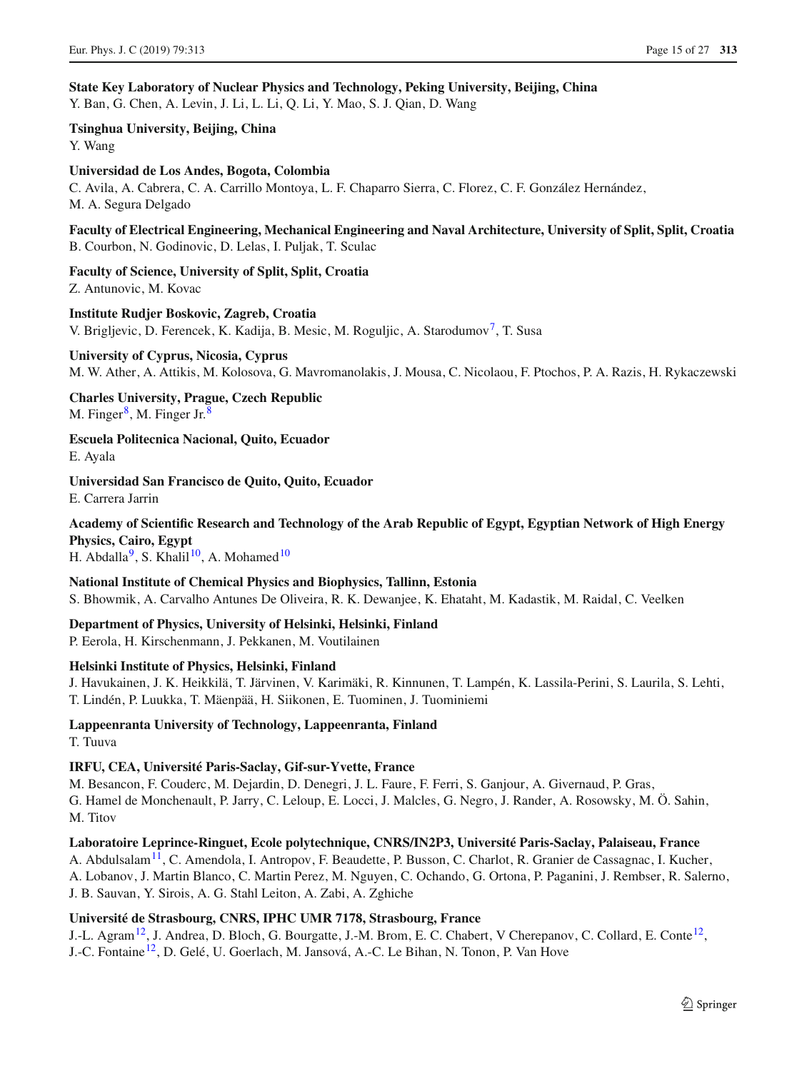**State Key Laboratory of Nuclear Physics and Technology, Peking University, Beijing, China**
Y. Ban, G. Chen, A. Levin, J. Li, L. Li, Q. Li, Y. Mao, S. J. Qian, D. Wang

**Tsinghua University, Beijing, China**
Y. Wang

**Universidad de Los Andes, Bogota, Colombia**
C. Avila, A. Cabrera, C. A. Carrillo Montoya, L. F. Chaparro Sierra, C. Florez, C. F. González Hernández, M. A. Segura Delgado

**Faculty of Electrical Engineering, Mechanical Engineering and Naval Architecture, University of Split, Split, Croatia**
B. Courbon, N. Godinovic, D. Lelas, I. Puljak, T. Sculac

**Faculty of Science, University of Split, Split, Croatia**
Z. Antunovic, M. Kovac

**Institute Rudjer Boskovic, Zagreb, Croatia**
V. Brigljevic, D. Ferencek, K. Kadija, B. Mesic, M. Roguljic, A. Starodumov[7], T. Susa

**University of Cyprus, Nicosia, Cyprus**
M. W. Ather, A. Attikis, M. Kolosova, G. Mavromanolakis, J. Mousa, C. Nicolaou, F. Ptochos, P. A. Razis, H. Rykaczewski

**Charles University, Prague, Czech Republic**
M. Finger[8], M. Finger Jr.[8]

**Escuela Politecnica Nacional, Quito, Ecuador**
E. Ayala

**Universidad San Francisco de Quito, Quito, Ecuador**
E. Carrera Jarrin

**Academy of Scientific Research and Technology of the Arab Republic of Egypt, Egyptian Network of High Energy Physics, Cairo, Egypt**
H. Abdalla[9], S. Khalil[10], A. Mohamed[10]

**National Institute of Chemical Physics and Biophysics, Tallinn, Estonia**
S. Bhowmik, A. Carvalho Antunes De Oliveira, R. K. Dewanjee, K. Ehataht, M. Kadastik, M. Raidal, C. Veelken

**Department of Physics, University of Helsinki, Helsinki, Finland**
P. Eerola, H. Kirschenmann, J. Pekkanen, M. Voutilainen

**Helsinki Institute of Physics, Helsinki, Finland**
J. Havukainen, J. K. Heikkilä, T. Järvinen, V. Karimäki, R. Kinnunen, T. Lampén, K. Lassila-Perini, S. Laurila, S. Lehti, T. Lindén, P. Luukka, T. Mäenpää, H. Siikonen, E. Tuominen, J. Tuominiemi

**Lappeenranta University of Technology, Lappeenranta, Finland**
T. Tuuva

**IRFU, CEA, Université Paris-Saclay, Gif-sur-Yvette, France**
M. Besancon, F. Couderc, M. Dejardin, D. Denegri, J. L. Faure, F. Ferri, S. Ganjour, A. Givernaud, P. Gras, G. Hamel de Monchenault, P. Jarry, C. Leloup, E. Locci, J. Malcles, G. Negro, J. Rander, A. Rosowsky, M. Ö. Sahin, M. Titov

**Laboratoire Leprince-Ringuet, Ecole polytechnique, CNRS/IN2P3, Université Paris-Saclay, Palaiseau, France**
A. Abdulsalam[11], C. Amendola, I. Antropov, F. Beaudette, P. Busson, C. Charlot, R. Granier de Cassagnac, I. Kucher, A. Lobanov, J. Martin Blanco, C. Martin Perez, M. Nguyen, C. Ochando, G. Ortona, P. Paganini, J. Rembser, R. Salerno, J. B. Sauvan, Y. Sirois, A. G. Stahl Leiton, A. Zabi, A. Zghiche

**Université de Strasbourg, CNRS, IPHC UMR 7178, Strasbourg, France**
J.-L. Agram[12], J. Andrea, D. Bloch, G. Bourgatte, J.-M. Brom, E. C. Chabert, V Cherepanov, C. Collard, E. Conte[12], J.-C. Fontaine[12], D. Gelé, U. Goerlach, M. Jansová, A.-C. Le Bihan, N. Tonon, P. Van Hove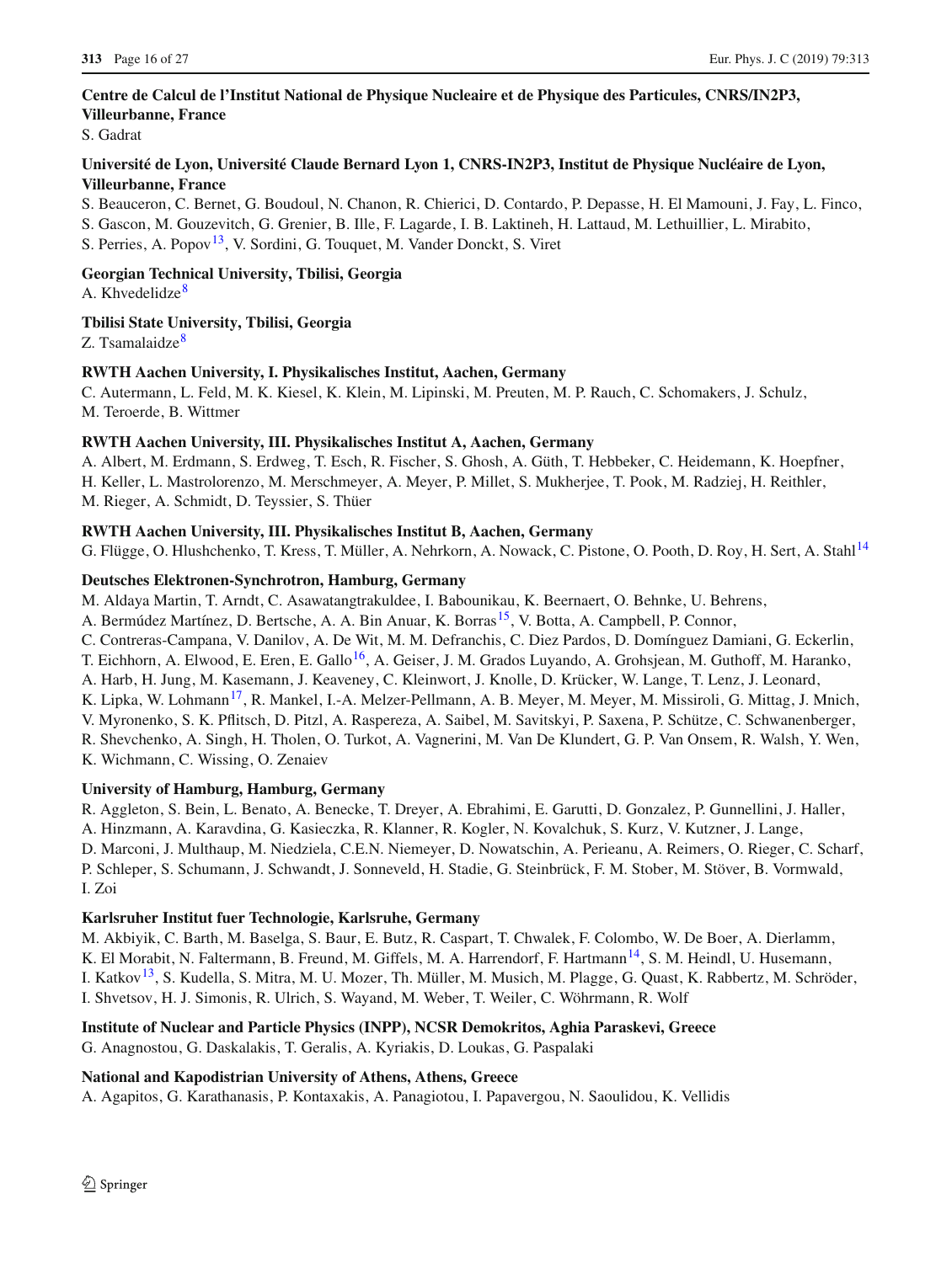**Centre de Calcul de l'Institut National de Physique Nucleaire et de Physique des Particules, CNRS/IN2P3, Villeurbanne, France**

S. Gadrat

**Université de Lyon, Université Claude Bernard Lyon 1, CNRS-IN2P3, Institut de Physique Nucléaire de Lyon, Villeurbanne, France**

S. Beauceron, C. Bernet, G. Boudoul, N. Chanon, R. Chierici, D. Contardo, P. Depasse, H. El Mamouni, J. Fay, L. Finco, S. Gascon, M. Gouzevitch, G. Grenier, B. Ille, F. Lagarde, I. B. Laktineh, H. Lattaud, M. Lethuillier, L. Mirabito, S. Perries, A. Popov[13], V. Sordini, G. Touquet, M. Vander Donckt, S. Viret

**Georgian Technical University, Tbilisi, Georgia**

A. Khvedelidze[8]

**Tbilisi State University, Tbilisi, Georgia**

Z. Tsamalaidze[8]

**RWTH Aachen University, I. Physikalisches Institut, Aachen, Germany**

C. Autermann, L. Feld, M. K. Kiesel, K. Klein, M. Lipinski, M. Preuten, M. P. Rauch, C. Schomakers, J. Schulz, M. Teroerde, B. Wittmer

**RWTH Aachen University, III. Physikalisches Institut A, Aachen, Germany**

A. Albert, M. Erdmann, S. Erdweg, T. Esch, R. Fischer, S. Ghosh, A. Güth, T. Hebbeker, C. Heidemann, K. Hoepfner, H. Keller, L. Mastrolorenzo, M. Merschmeyer, A. Meyer, P. Millet, S. Mukherjee, T. Pook, M. Radziej, H. Reithler, M. Rieger, A. Schmidt, D. Teyssier, S. Thüer

**RWTH Aachen University, III. Physikalisches Institut B, Aachen, Germany**

G. Flügge, O. Hlushchenko, T. Kress, T. Müller, A. Nehrkorn, A. Nowack, C. Pistone, O. Pooth, D. Roy, H. Sert, A. Stahl[14]

**Deutsches Elektronen-Synchrotron, Hamburg, Germany**

M. Aldaya Martin, T. Arndt, C. Asawatangtrakuldee, I. Babounikau, K. Beernaert, O. Behnke, U. Behrens, A. Bermúdez Martínez, D. Bertsche, A. A. Bin Anuar, K. Borras[15], V. Botta, A. Campbell, P. Connor, C. Contreras-Campana, V. Danilov, A. De Wit, M. M. Defranchis, C. Diez Pardos, D. Domínguez Damiani, G. Eckerlin, T. Eichhorn, A. Elwood, E. Eren, E. Gallo[16], A. Geiser, J. M. Grados Luyando, A. Grohsjean, M. Guthoff, M. Haranko, A. Harb, H. Jung, M. Kasemann, J. Keaveney, C. Kleinwort, J. Knolle, D. Krücker, W. Lange, T. Lenz, J. Leonard, K. Lipka, W. Lohmann[17], R. Mankel, I.-A. Melzer-Pellmann, A. B. Meyer, M. Meyer, M. Missiroli, G. Mittag, J. Mnich, V. Myronenko, S. K. Pflitsch, D. Pitzl, A. Raspereza, A. Saibel, M. Savitskyi, P. Saxena, P. Schütze, C. Schwanenberger, R. Shevchenko, A. Singh, H. Tholen, O. Turkot, A. Vagnerini, M. Van De Klundert, G. P. Van Onsem, R. Walsh, Y. Wen, K. Wichmann, C. Wissing, O. Zenaiev

**University of Hamburg, Hamburg, Germany**

R. Aggleton, S. Bein, L. Benato, A. Benecke, T. Dreyer, A. Ebrahimi, E. Garutti, D. Gonzalez, P. Gunnellini, J. Haller, A. Hinzmann, A. Karavdina, G. Kasieczka, R. Klanner, R. Kogler, N. Kovalchuk, S. Kurz, V. Kutzner, J. Lange, D. Marconi, J. Multhaup, M. Niedziela, C.E.N. Niemeyer, D. Nowatschin, A. Perieanu, A. Reimers, O. Rieger, C. Scharf, P. Schleper, S. Schumann, J. Schwandt, J. Sonneveld, H. Stadie, G. Steinbrück, F. M. Stober, M. Stöver, B. Vormwald, I. Zoi

**Karlsruher Institut fuer Technologie, Karlsruhe, Germany**

M. Akbiyik, C. Barth, M. Baselga, S. Baur, E. Butz, R. Caspart, T. Chwalek, F. Colombo, W. De Boer, A. Dierlamm, K. El Morabit, N. Faltermann, B. Freund, M. Giffels, M. A. Harrendorf, F. Hartmann[14], S. M. Heindl, U. Husemann, I. Katkov[13], S. Kudella, S. Mitra, M. U. Mozer, Th. Müller, M. Musich, M. Plagge, G. Quast, K. Rabbertz, M. Schröder, I. Shvetsov, H. J. Simonis, R. Ulrich, S. Wayand, M. Weber, T. Weiler, C. Wöhrmann, R. Wolf

**Institute of Nuclear and Particle Physics (INPP), NCSR Demokritos, Aghia Paraskevi, Greece**

G. Anagnostou, G. Daskalakis, T. Geralis, A. Kyriakis, D. Loukas, G. Paspalaki

**National and Kapodistrian University of Athens, Athens, Greece**

A. Agapitos, G. Karathanasis, P. Kontaxakis, A. Panagiotou, I. Papavergou, N. Saoulidou, K. Vellidis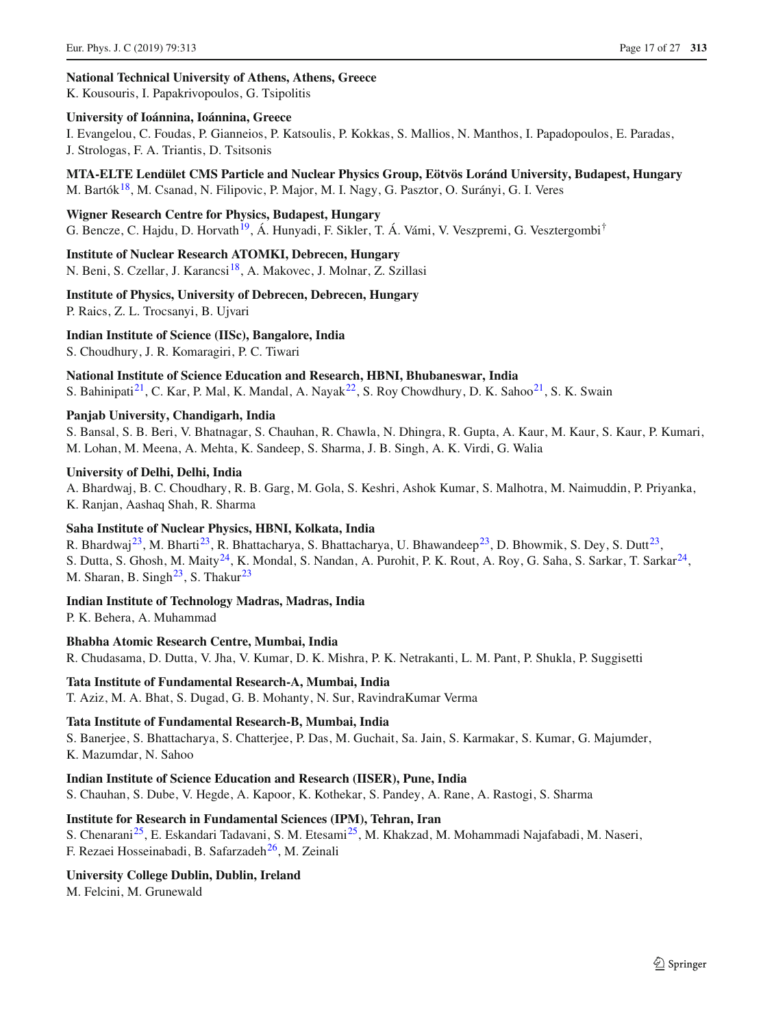**National Technical University of Athens, Athens, Greece**
K. Kousouris, I. Papakrivopoulos, G. Tsipolitis

**University of Ioánnina, Ioánnina, Greece**
I. Evangelou, C. Foudas, P. Gianneios, P. Katsoulis, P. Kokkas, S. Mallios, N. Manthos, I. Papadopoulos, E. Paradas, J. Strologas, F. A. Triantis, D. Tsitsonis

**MTA-ELTE Lendület CMS Particle and Nuclear Physics Group, Eötvös Loránd University, Budapest, Hungary**
M. Bartók[18], M. Csanad, N. Filipovic, P. Major, M. I. Nagy, G. Pasztor, O. Surányi, G. I. Veres

**Wigner Research Centre for Physics, Budapest, Hungary**
G. Bencze, C. Hajdu, D. Horvath[19], Á. Hunyadi, F. Sikler, T. Á. Vámi, V. Veszpremi, G. Vesztergombi[†]

**Institute of Nuclear Research ATOMKI, Debrecen, Hungary**
N. Beni, S. Czellar, J. Karancsi[18], A. Makovec, J. Molnar, Z. Szillasi

**Institute of Physics, University of Debrecen, Debrecen, Hungary**
P. Raics, Z. L. Trocsanyi, B. Ujvari

**Indian Institute of Science (IISc), Bangalore, India**
S. Choudhury, J. R. Komaragiri, P. C. Tiwari

**National Institute of Science Education and Research, HBNI, Bhubaneswar, India**
S. Bahinipati[21], C. Kar, P. Mal, K. Mandal, A. Nayak[22], S. Roy Chowdhury, D. K. Sahoo[21], S. K. Swain

**Panjab University, Chandigarh, India**
S. Bansal, S. B. Beri, V. Bhatnagar, S. Chauhan, R. Chawla, N. Dhingra, R. Gupta, A. Kaur, M. Kaur, S. Kaur, P. Kumari, M. Lohan, M. Meena, A. Mehta, K. Sandeep, S. Sharma, J. B. Singh, A. K. Virdi, G. Walia

**University of Delhi, Delhi, India**
A. Bhardwaj, B. C. Choudhary, R. B. Garg, M. Gola, S. Keshri, Ashok Kumar, S. Malhotra, M. Naimuddin, P. Priyanka, K. Ranjan, Aashaq Shah, R. Sharma

**Saha Institute of Nuclear Physics, HBNI, Kolkata, India**
R. Bhardwaj[23], M. Bharti[23], R. Bhattacharya, S. Bhattacharya, U. Bhawandeep[23], D. Bhowmik, S. Dey, S. Dutt[23], S. Dutta, S. Ghosh, M. Maity[24], K. Mondal, S. Nandan, A. Purohit, P. K. Rout, A. Roy, G. Saha, S. Sarkar, T. Sarkar[24], M. Sharan, B. Singh[23], S. Thakur[23]

**Indian Institute of Technology Madras, Madras, India**
P. K. Behera, A. Muhammad

**Bhabha Atomic Research Centre, Mumbai, India**
R. Chudasama, D. Dutta, V. Jha, V. Kumar, D. K. Mishra, P. K. Netrakanti, L. M. Pant, P. Shukla, P. Suggisetti

**Tata Institute of Fundamental Research-A, Mumbai, India**
T. Aziz, M. A. Bhat, S. Dugad, G. B. Mohanty, N. Sur, RavindraKumar Verma

**Tata Institute of Fundamental Research-B, Mumbai, India**
S. Banerjee, S. Bhattacharya, S. Chatterjee, P. Das, M. Guchait, Sa. Jain, S. Karmakar, S. Kumar, G. Majumder, K. Mazumdar, N. Sahoo

**Indian Institute of Science Education and Research (IISER), Pune, India**
S. Chauhan, S. Dube, V. Hegde, A. Kapoor, K. Kothekar, S. Pandey, A. Rane, A. Rastogi, S. Sharma

**Institute for Research in Fundamental Sciences (IPM), Tehran, Iran**
S. Chenarani[25], E. Eskandari Tadavani, S. M. Etesami[25], M. Khakzad, M. Mohammadi Najafabadi, M. Naseri, F. Rezaei Hosseinabadi, B. Safarzadeh[26], M. Zeinali

**University College Dublin, Dublin, Ireland**
M. Felcini, M. Grunewald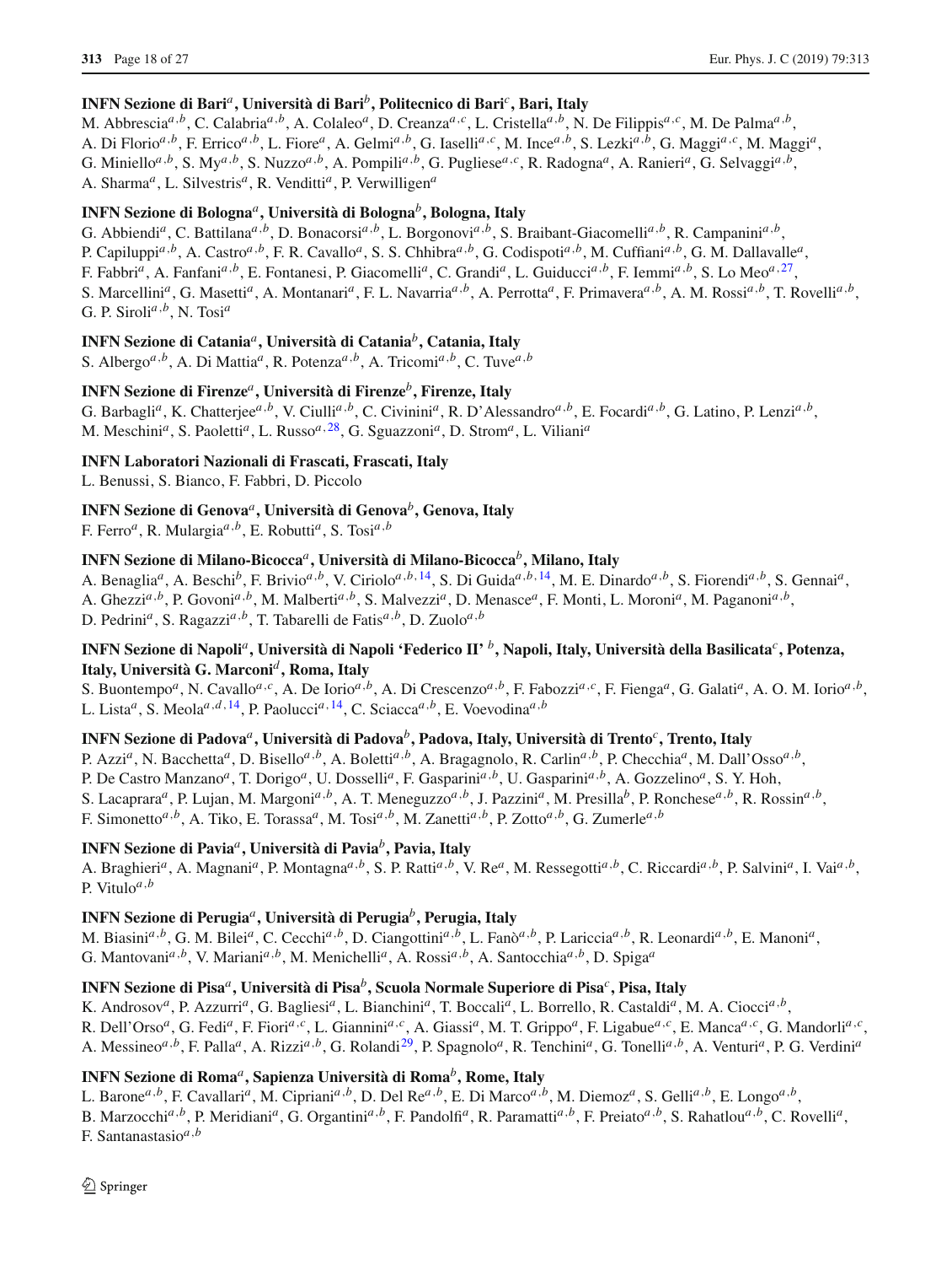**INFN Sezione di Bari[a], Università di Bari[b], Politecnico di Bari[c], Bari, Italy**

M. Abbrescia[a,b], C. Calabria[a,b], A. Colaleo[a], D. Creanza[a,c], L. Cristella[a,b], N. De Filippis[a,c], M. De Palma[a,b], A. Di Florio[a,b], F. Errico[a,b], L. Fiore[a], A. Gelmi[a,b], G. Iaselli[a,c], M. Ince[a,b], S. Lezki[a,b], G. Maggi[a,c], M. Maggi[a], G. Miniello[a,b], S. My[a,b], S. Nuzzo[a,b], A. Pompili[a,b], G. Pugliese[a,c], R. Radogna[a], A. Ranieri[a], G. Selvaggi[a,b], A. Sharma[a], L. Silvestris[a], R. Venditti[a], P. Verwilligen[a]

**INFN Sezione di Bologna[a], Università di Bologna[b], Bologna, Italy**

G. Abbiendi[a], C. Battilana[a,b], D. Bonacorsi[a,b], L. Borgonovi[a,b], S. Braibant-Giacomelli[a,b], R. Campanini[a,b], P. Capiluppi[a,b], A. Castro[a,b], F. R. Cavallo[a], S. S. Chhibra[a,b], G. Codispoti[a,b], M. Cuffiani[a,b], G. M. Dallavalle[a], F. Fabbri[a], A. Fanfani[a,b], E. Fontanesi, P. Giacomelli[a], C. Grandi[a], L. Guiducci[a,b], F. Iemmi[a,b], S. Lo Meo[a,27], S. Marcellini[a], G. Masetti[a], A. Montanari[a], F. L. Navarria[a,b], A. Perrotta[a], F. Primavera[a,b], A. M. Rossi[a,b], T. Rovelli[a,b], G. P. Siroli[a,b], N. Tosi[a]

**INFN Sezione di Catania[a], Università di Catania[b], Catania, Italy**

S. Albergo[a,b], A. Di Mattia[a], R. Potenza[a,b], A. Tricomi[a,b], C. Tuve[a,b]

**INFN Sezione di Firenze[a], Università di Firenze[b], Firenze, Italy**

G. Barbagli[a], K. Chatterjee[a,b], V. Ciulli[a,b], C. Civinini[a], R. D'Alessandro[a,b], E. Focardi[a,b], G. Latino, P. Lenzi[a,b], M. Meschini[a], S. Paoletti[a], L. Russo[a,28], G. Sguazzoni[a], D. Strom[a], L. Viliani[a]

**INFN Laboratori Nazionali di Frascati, Frascati, Italy**

L. Benussi, S. Bianco, F. Fabbri, D. Piccolo

**INFN Sezione di Genova[a], Università di Genova[b], Genova, Italy**

F. Ferro[a], R. Mulargia[a,b], E. Robutti[a], S. Tosi[a,b]

**INFN Sezione di Milano-Bicocca[a], Università di Milano-Bicocca[b], Milano, Italy**

A. Benaglia[a], A. Beschi[b], F. Brivio[a,b], V. Ciriolo[a,b,14], S. Di Guida[a,b,14], M. E. Dinardo[a,b], S. Fiorendi[a,b], S. Gennai[a], A. Ghezzi[a,b], P. Govoni[a,b], M. Malberti[a,b], S. Malvezzi[a], D. Menasce[a], F. Monti, L. Moroni[a], M. Paganoni[a,b], D. Pedrini[a], S. Ragazzi[a,b], T. Tabarelli de Fatis[a,b], D. Zuolo[a,b]

**INFN Sezione di Napoli[a], Università di Napoli 'Federico II' [b], Napoli, Italy, Università della Basilicata[c], Potenza, Italy, Università G. Marconi[d], Roma, Italy**

S. Buontempo[a], N. Cavallo[a,c], A. De Iorio[a,b], A. Di Crescenzo[a,b], F. Fabozzi[a,c], F. Fienga[a], G. Galati[a], A. O. M. Iorio[a,b], L. Lista[a], S. Meola[a,d,14], P. Paolucci[a,14], C. Sciacca[a,b], E. Voevodina[a,b]

**INFN Sezione di Padova[a], Università di Padova[b], Padova, Italy, Università di Trento[c], Trento, Italy**

P. Azzi[a], N. Bacchetta[a], D. Bisello[a,b], A. Boletti[a,b], A. Bragagnolo, R. Carlin[a,b], P. Checchia[a], M. Dall'Osso[a,b], P. De Castro Manzano[a], T. Dorigo[a], U. Dosselli[a], F. Gasparini[a,b], U. Gasparini[a,b], A. Gozzelino[a], S. Y. Hoh, S. Lacaprara[a], P. Lujan, M. Margoni[a,b], A. T. Meneguzzo[a,b], J. Pazzini[a], M. Presilla[b], P. Ronchese[a,b], R. Rossin[a,b], F. Simonetto[a,b], A. Tiko, E. Torassa[a], M. Tosi[a,b], M. Zanetti[a,b], P. Zotto[a,b], G. Zumerle[a,b]

**INFN Sezione di Pavia[a], Università di Pavia[b], Pavia, Italy**

A. Braghieri[a], A. Magnani[a], P. Montagna[a,b], S. P. Ratti[a,b], V. Re[a], M. Ressegotti[a,b], C. Riccardi[a,b], P. Salvini[a], I. Vai[a,b], P. Vitulo[a,b]

**INFN Sezione di Perugia[a], Università di Perugia[b], Perugia, Italy**

M. Biasini[a,b], G. M. Bilei[a], C. Cecchi[a,b], D. Ciangottini[a,b], L. Fanò[a,b], P. Lariccia[a,b], R. Leonardi[a,b], E. Manoni[a], G. Mantovani[a,b], V. Mariani[a,b], M. Menichelli[a], A. Rossi[a,b], A. Santocchia[a,b], D. Spiga[a]

**INFN Sezione di Pisa[a], Università di Pisa[b], Scuola Normale Superiore di Pisa[c], Pisa, Italy**

K. Androsov[a], P. Azzurri[a], G. Bagliesi[a], L. Bianchini[a], T. Boccali[a], L. Borrello, R. Castaldi[a], M. A. Ciocci[a,b], R. Dell'Orso[a], G. Fedi[a], F. Fiori[a,c], L. Giannini[a,c], A. Giassi[a], M. T. Grippo[a], F. Ligabue[a,c], E. Manca[a,c], G. Mandorli[a,c], A. Messineo[a,b], F. Palla[a], A. Rizzi[a,b], G. Rolandi[29], P. Spagnolo[a], R. Tenchini[a], G. Tonelli[a,b], A. Venturi[a], P. G. Verdini[a]

**INFN Sezione di Roma[a], Sapienza Università di Roma[b], Rome, Italy**

L. Barone[a,b], F. Cavallari[a], M. Cipriani[a,b], D. Del Re[a,b], E. Di Marco[a,b], M. Diemoz[a], S. Gelli[a,b], E. Longo[a,b], B. Marzocchi[a,b], P. Meridiani[a], G. Organtini[a,b], F. Pandolfi[a], R. Paramatti[a,b], F. Preiato[a,b], S. Rahatlou[a,b], C. Rovelli[a], F. Santanastasio[a,b]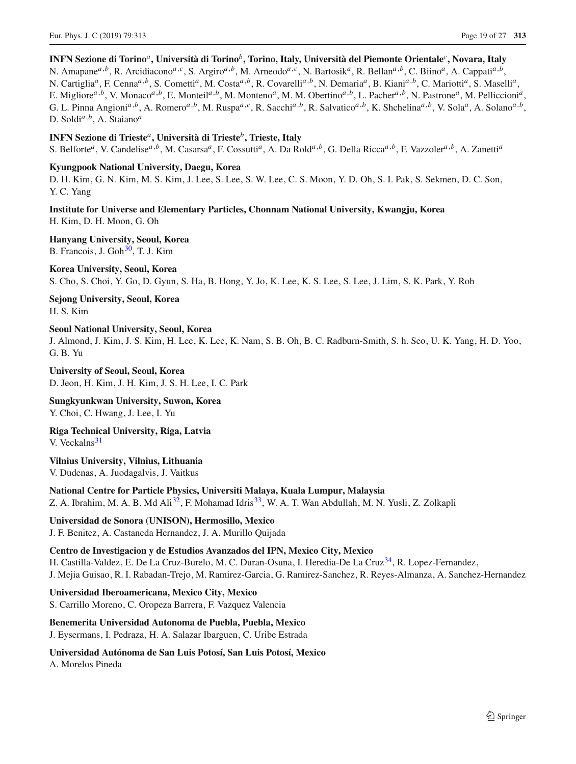**INFN Sezione di Torino[a], Università di Torino[b], Torino, Italy, Università del Piemonte Orientale[c], Novara, Italy**
N. Amapane[a,b], R. Arcidiacono[a,c], S. Argiro[a,b], M. Arneodo[a,c], N. Bartosik[a], R. Bellan[a,b], C. Biino[a], A. Cappati[a,b], N. Cartiglia[a], F. Cenna[a,b], S. Cometti[a], M. Costa[a,b], R. Covarelli[a,b], N. Demaria[a], B. Kiani[a,b], C. Mariotti[a], S. Maselli[a], E. Migliore[a,b], V. Monaco[a,b], E. Monteil[a,b], M. Monteno[a], M. M. Obertino[a,b], L. Pacher[a,b], N. Pastrone[a], M. Pelliccioni[a], G. L. Pinna Angioni[a,b], A. Romero[a,b], M. Ruspa[a,c], R. Sacchi[a,b], R. Salvatico[a,b], K. Shchelina[a,b], V. Sola[a], A. Solano[a,b], D. Soldi[a,b], A. Staiano[a]

**INFN Sezione di Trieste[a], Università di Trieste[b], Trieste, Italy**
S. Belforte[a], V. Candelise[a,b], M. Casarsa[a], F. Cossutti[a], A. Da Rold[a,b], G. Della Ricca[a,b], F. Vazzoler[a,b], A. Zanetti[a]

**Kyungpook National University, Daegu, Korea**
D. H. Kim, G. N. Kim, M. S. Kim, J. Lee, S. Lee, S. W. Lee, C. S. Moon, Y. D. Oh, S. I. Pak, S. Sekmen, D. C. Son, Y. C. Yang

**Institute for Universe and Elementary Particles, Chonnam National University, Kwangju, Korea**
H. Kim, D. H. Moon, G. Oh

**Hanyang University, Seoul, Korea**
B. Francois, J. Goh[30], T. J. Kim

**Korea University, Seoul, Korea**
S. Cho, S. Choi, Y. Go, D. Gyun, S. Ha, B. Hong, Y. Jo, K. Lee, K. S. Lee, S. Lee, J. Lim, S. K. Park, Y. Roh

**Sejong University, Seoul, Korea**
H. S. Kim

**Seoul National University, Seoul, Korea**
J. Almond, J. Kim, J. S. Kim, H. Lee, K. Lee, K. Nam, S. B. Oh, B. C. Radburn-Smith, S. h. Seo, U. K. Yang, H. D. Yoo, G. B. Yu

**University of Seoul, Seoul, Korea**
D. Jeon, H. Kim, J. H. Kim, J. S. H. Lee, I. C. Park

**Sungkyunkwan University, Suwon, Korea**
Y. Choi, C. Hwang, J. Lee, I. Yu

**Riga Technical University, Riga, Latvia**
V. Veckalns[31]

**Vilnius University, Vilnius, Lithuania**
V. Dudenas, A. Juodagalvis, J. Vaitkus

**National Centre for Particle Physics, Universiti Malaya, Kuala Lumpur, Malaysia**
Z. A. Ibrahim, M. A. B. Md Ali[32], F. Mohamad Idris[33], W. A. T. Wan Abdullah, M. N. Yusli, Z. Zolkapli

**Universidad de Sonora (UNISON), Hermosillo, Mexico**
J. F. Benitez, A. Castaneda Hernandez, J. A. Murillo Quijada

**Centro de Investigacion y de Estudios Avanzados del IPN, Mexico City, Mexico**
H. Castilla-Valdez, E. De La Cruz-Burelo, M. C. Duran-Osuna, I. Heredia-De La Cruz[34], R. Lopez-Fernandez, J. Mejia Guisao, R. I. Rabadan-Trejo, M. Ramirez-Garcia, G. Ramirez-Sanchez, R. Reyes-Almanza, A. Sanchez-Hernandez

**Universidad Iberoamericana, Mexico City, Mexico**
S. Carrillo Moreno, C. Oropeza Barrera, F. Vazquez Valencia

**Benemerita Universidad Autonoma de Puebla, Puebla, Mexico**
J. Eysermans, I. Pedraza, H. A. Salazar Ibarguen, C. Uribe Estrada

**Universidad Autónoma de San Luis Potosí, San Luis Potosí, Mexico**
A. Morelos Pineda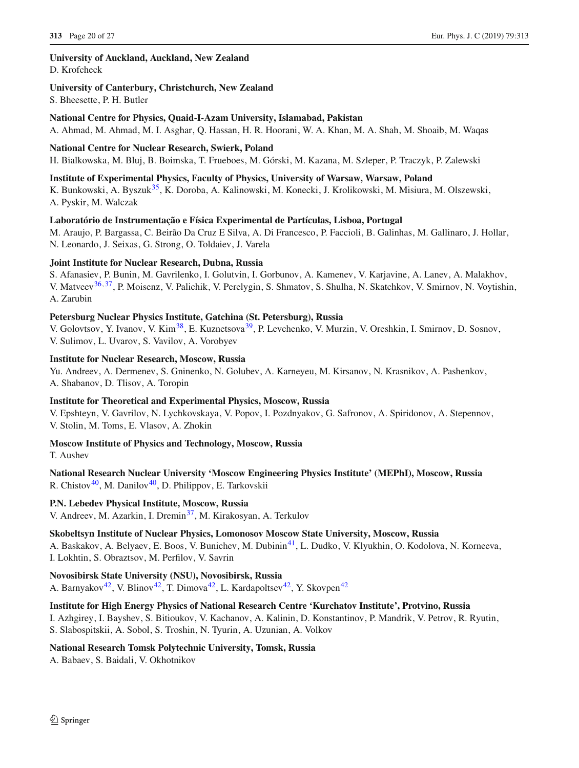**University of Auckland, Auckland, New Zealand**
D. Krofcheck

**University of Canterbury, Christchurch, New Zealand**
S. Bheesette, P. H. Butler

**National Centre for Physics, Quaid-I-Azam University, Islamabad, Pakistan**
A. Ahmad, M. Ahmad, M. I. Asghar, Q. Hassan, H. R. Hoorani, W. A. Khan, M. A. Shah, M. Shoaib, M. Waqas

**National Centre for Nuclear Research, Swierk, Poland**
H. Bialkowska, M. Bluj, B. Boimska, T. Frueboes, M. Górski, M. Kazana, M. Szleper, P. Traczyk, P. Zalewski

**Institute of Experimental Physics, Faculty of Physics, University of Warsaw, Warsaw, Poland**
K. Bunkowski, A. Byszuk[35], K. Doroba, A. Kalinowski, M. Konecki, J. Krolikowski, M. Misiura, M. Olszewski, A. Pyskir, M. Walczak

**Laboratório de Instrumentação e Física Experimental de Partículas, Lisboa, Portugal**
M. Araujo, P. Bargassa, C. Beirão Da Cruz E Silva, A. Di Francesco, P. Faccioli, B. Galinhas, M. Gallinaro, J. Hollar, N. Leonardo, J. Seixas, G. Strong, O. Toldaiev, J. Varela

**Joint Institute for Nuclear Research, Dubna, Russia**
S. Afanasiev, P. Bunin, M. Gavrilenko, I. Golutvin, I. Gorbunov, A. Kamenev, V. Karjavine, A. Lanev, A. Malakhov, V. Matveev[36,37], P. Moisenz, V. Palichik, V. Perelygin, S. Shmatov, S. Shulha, N. Skatchkov, V. Smirnov, N. Voytishin, A. Zarubin

**Petersburg Nuclear Physics Institute, Gatchina (St. Petersburg), Russia**
V. Golovtsov, Y. Ivanov, V. Kim[38], E. Kuznetsova[39], P. Levchenko, V. Murzin, V. Oreshkin, I. Smirnov, D. Sosnov, V. Sulimov, L. Uvarov, S. Vavilov, A. Vorobyev

**Institute for Nuclear Research, Moscow, Russia**
Yu. Andreev, A. Dermenev, S. Gninenko, N. Golubev, A. Karneyeu, M. Kirsanov, N. Krasnikov, A. Pashenkov, A. Shabanov, D. Tlisov, A. Toropin

**Institute for Theoretical and Experimental Physics, Moscow, Russia**
V. Epshteyn, V. Gavrilov, N. Lychkovskaya, V. Popov, I. Pozdnyakov, G. Safronov, A. Spiridonov, A. Stepennov, V. Stolin, M. Toms, E. Vlasov, A. Zhokin

**Moscow Institute of Physics and Technology, Moscow, Russia**
T. Aushev

**National Research Nuclear University 'Moscow Engineering Physics Institute' (MEPhI), Moscow, Russia**
R. Chistov[40], M. Danilov[40], D. Philippov, E. Tarkovskii

**P.N. Lebedev Physical Institute, Moscow, Russia**
V. Andreev, M. Azarkin, I. Dremin[37], M. Kirakosyan, A. Terkulov

**Skobeltsyn Institute of Nuclear Physics, Lomonosov Moscow State University, Moscow, Russia**
A. Baskakov, A. Belyaev, E. Boos, V. Bunichev, M. Dubinin[41], L. Dudko, V. Klyukhin, O. Kodolova, N. Korneeva, I. Lokhtin, S. Obraztsov, M. Perfilov, V. Savrin

**Novosibirsk State University (NSU), Novosibirsk, Russia**
A. Barnyakov[42], V. Blinov[42], T. Dimova[42], L. Kardapoltsev[42], Y. Skovpen[42]

**Institute for High Energy Physics of National Research Centre 'Kurchatov Institute', Protvino, Russia**
I. Azhgirey, I. Bayshev, S. Bitioukov, V. Kachanov, A. Kalinin, D. Konstantinov, P. Mandrik, V. Petrov, R. Ryutin, S. Slabospitskii, A. Sobol, S. Troshin, N. Tyurin, A. Uzunian, A. Volkov

**National Research Tomsk Polytechnic University, Tomsk, Russia**
A. Babaev, S. Baidali, V. Okhotnikov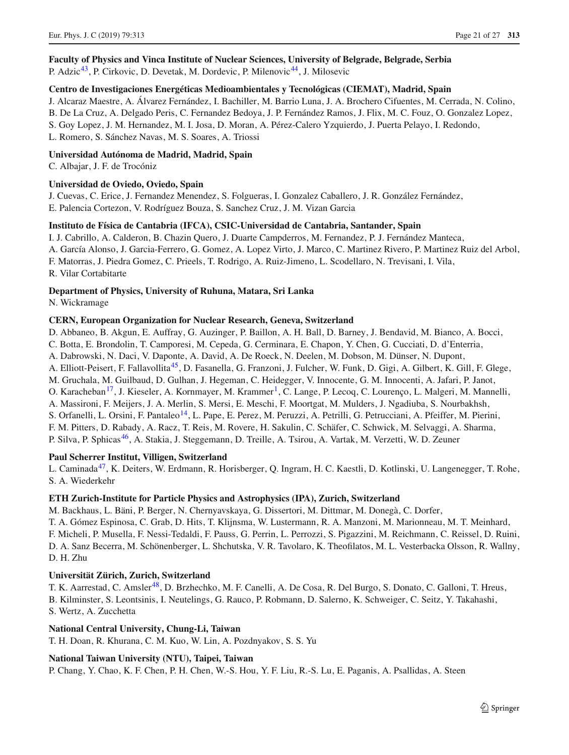**Faculty of Physics and Vinca Institute of Nuclear Sciences, University of Belgrade, Belgrade, Serbia**
P. Adzic[43], P. Cirkovic, D. Devetak, M. Dordevic, P. Milenovic[44], J. Milosevic

**Centro de Investigaciones Energéticas Medioambientales y Tecnológicas (CIEMAT), Madrid, Spain**
J. Alcaraz Maestre, A. Álvarez Fernández, I. Bachiller, M. Barrio Luna, J. A. Brochero Cifuentes, M. Cerrada, N. Colino, B. De La Cruz, A. Delgado Peris, C. Fernandez Bedoya, J. P. Fernández Ramos, J. Flix, M. C. Fouz, O. Gonzalez Lopez, S. Goy Lopez, J. M. Hernandez, M. I. Josa, D. Moran, A. Pérez-Calero Yzquierdo, J. Puerta Pelayo, I. Redondo, L. Romero, S. Sánchez Navas, M. S. Soares, A. Triossi

**Universidad Autónoma de Madrid, Madrid, Spain**
C. Albajar, J. F. de Trocóniz

**Universidad de Oviedo, Oviedo, Spain**
J. Cuevas, C. Erice, J. Fernandez Menendez, S. Folgueras, I. Gonzalez Caballero, J. R. González Fernández, E. Palencia Cortezon, V. Rodríguez Bouza, S. Sanchez Cruz, J. M. Vizan Garcia

**Instituto de Física de Cantabria (IFCA), CSIC-Universidad de Cantabria, Santander, Spain**
I. J. Cabrillo, A. Calderon, B. Chazin Quero, J. Duarte Campderros, M. Fernandez, P. J. Fernández Manteca, A. García Alonso, J. Garcia-Ferrero, G. Gomez, A. Lopez Virto, J. Marco, C. Martinez Rivero, P. Martinez Ruiz del Arbol, F. Matorras, J. Piedra Gomez, C. Prieels, T. Rodrigo, A. Ruiz-Jimeno, L. Scodellaro, N. Trevisani, I. Vila, R. Vilar Cortabitarte

**Department of Physics, University of Ruhuna, Matara, Sri Lanka**
N. Wickramage

**CERN, European Organization for Nuclear Research, Geneva, Switzerland**
D. Abbaneo, B. Akgun, E. Auffray, G. Auzinger, P. Baillon, A. H. Ball, D. Barney, J. Bendavid, M. Bianco, A. Bocci, C. Botta, E. Brondolin, T. Camporesi, M. Cepeda, G. Cerminara, E. Chapon, Y. Chen, G. Cucciati, D. d'Enterria, A. Dabrowski, N. Daci, V. Daponte, A. David, A. De Roeck, N. Deelen, M. Dobson, M. Dünser, N. Dupont, A. Elliott-Peisert, F. Fallavollita[45], D. Fasanella, G. Franzoni, J. Fulcher, W. Funk, D. Gigi, A. Gilbert, K. Gill, F. Glege, M. Gruchala, M. Guilbaud, D. Gulhan, J. Hegeman, C. Heidegger, V. Innocente, G. M. Innocenti, A. Jafari, P. Janot, O. Karacheban[17], J. Kieseler, A. Kornmayer, M. Krammer[1], C. Lange, P. Lecoq, C. Lourenço, L. Malgeri, M. Mannelli, A. Massironi, F. Meijers, J. A. Merlin, S. Mersi, E. Meschi, F. Moortgat, M. Mulders, J. Ngadiuba, S. Nourbakhsh, S. Orfanelli, L. Orsini, F. Pantaleo[14], L. Pape, E. Perez, M. Peruzzi, A. Petrilli, G. Petrucciani, A. Pfeiffer, M. Pierini, F. M. Pitters, D. Rabady, A. Racz, T. Reis, M. Rovere, H. Sakulin, C. Schäfer, C. Schwick, M. Selvaggi, A. Sharma, P. Silva, P. Sphicas[46], A. Stakia, J. Steggemann, D. Treille, A. Tsirou, A. Vartak, M. Verzetti, W. D. Zeuner

**Paul Scherrer Institut, Villigen, Switzerland**
L. Caminada[47], K. Deiters, W. Erdmann, R. Horisberger, Q. Ingram, H. C. Kaestli, D. Kotlinski, U. Langenegger, T. Rohe, S. A. Wiederkehr

**ETH Zurich-Institute for Particle Physics and Astrophysics (IPA), Zurich, Switzerland**
M. Backhaus, L. Bäni, P. Berger, N. Chernyavskaya, G. Dissertori, M. Dittmar, M. Donegà, C. Dorfer, T. A. Gómez Espinosa, C. Grab, D. Hits, T. Klijnsma, W. Lustermann, R. A. Manzoni, M. Marionneau, M. T. Meinhard, F. Micheli, P. Musella, F. Nessi-Tedaldi, F. Pauss, G. Perrin, L. Perrozzi, S. Pigazzini, M. Reichmann, C. Reissel, D. Ruini, D. A. Sanz Becerra, M. Schönenberger, L. Shchutska, V. R. Tavolaro, K. Theofilatos, M. L. Vesterbacka Olsson, R. Wallny, D. H. Zhu

**Universität Zürich, Zurich, Switzerland**
T. K. Aarrestad, C. Amsler[48], D. Brzhechko, M. F. Canelli, A. De Cosa, R. Del Burgo, S. Donato, C. Galloni, T. Hreus, B. Kilminster, S. Leontsinis, I. Neutelings, G. Rauco, P. Robmann, D. Salerno, K. Schweiger, C. Seitz, Y. Takahashi, S. Wertz, A. Zucchetta

**National Central University, Chung-Li, Taiwan**
T. H. Doan, R. Khurana, C. M. Kuo, W. Lin, A. Pozdnyakov, S. S. Yu

**National Taiwan University (NTU), Taipei, Taiwan**
P. Chang, Y. Chao, K. F. Chen, P. H. Chen, W.-S. Hou, Y. F. Liu, R.-S. Lu, E. Paganis, A. Psallidas, A. Steen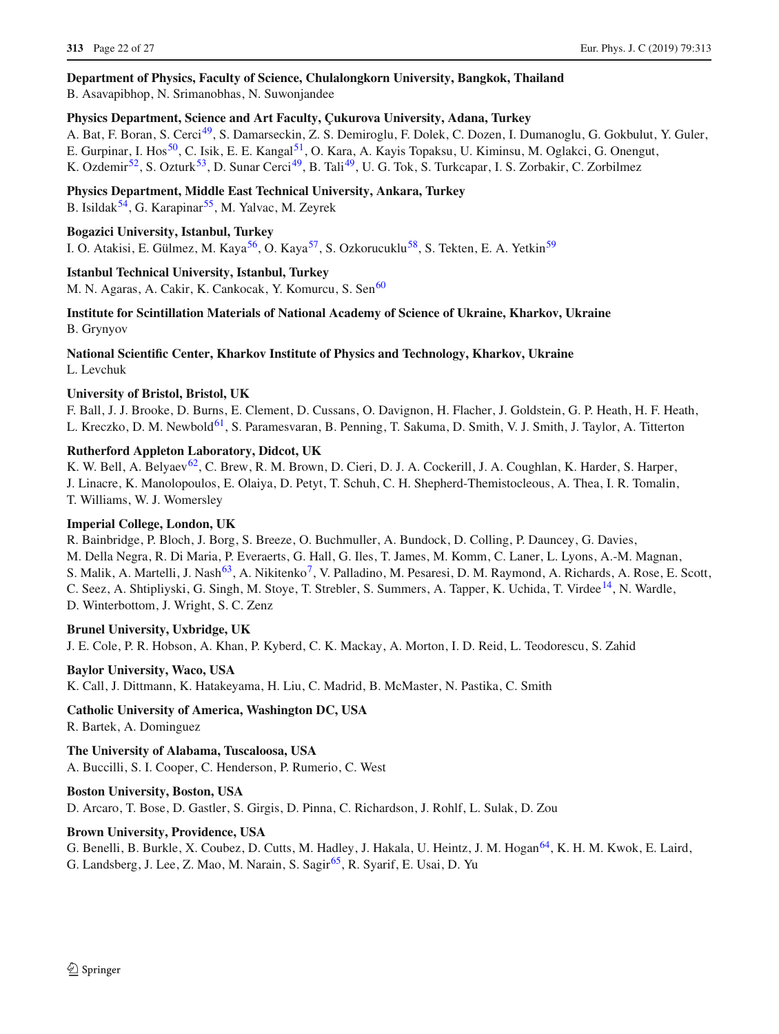**Department of Physics, Faculty of Science, Chulalongkorn University, Bangkok, Thailand**
B. Asavapibhop, N. Srimanobhas, N. Suwonjandee

**Physics Department, Science and Art Faculty, Çukurova University, Adana, Turkey**
A. Bat, F. Boran, S. Cerci[49], S. Damarseckin, Z. S. Demiroglu, F. Dolek, C. Dozen, I. Dumanoglu, G. Gokbulut, Y. Guler, E. Gurpinar, I. Hos[50], C. Isik, E. E. Kangal[51], O. Kara, A. Kayis Topaksu, U. Kiminsu, M. Oglakci, G. Onengut, K. Ozdemir[52], S. Ozturk[53], D. Sunar Cerci[49], B. Tali[49], U. G. Tok, S. Turkcapar, I. S. Zorbakir, C. Zorbilmez

**Physics Department, Middle East Technical University, Ankara, Turkey**
B. Isildak[54], G. Karapinar[55], M. Yalvac, M. Zeyrek

**Bogazici University, Istanbul, Turkey**
I. O. Atakisi, E. Gülmez, M. Kaya[56], O. Kaya[57], S. Ozkorucuklu[58], S. Tekten, E. A. Yetkin[59]

**Istanbul Technical University, Istanbul, Turkey**
M. N. Agaras, A. Cakir, K. Cankocak, Y. Komurcu, S. Sen[60]

**Institute for Scintillation Materials of National Academy of Science of Ukraine, Kharkov, Ukraine**
B. Grynyov

**National Scientific Center, Kharkov Institute of Physics and Technology, Kharkov, Ukraine**
L. Levchuk

**University of Bristol, Bristol, UK**
F. Ball, J. J. Brooke, D. Burns, E. Clement, D. Cussans, O. Davignon, H. Flacher, J. Goldstein, G. P. Heath, H. F. Heath, L. Kreczko, D. M. Newbold[61], S. Paramesvaran, B. Penning, T. Sakuma, D. Smith, V. J. Smith, J. Taylor, A. Titterton

**Rutherford Appleton Laboratory, Didcot, UK**
K. W. Bell, A. Belyaev[62], C. Brew, R. M. Brown, D. Cieri, D. J. A. Cockerill, J. A. Coughlan, K. Harder, S. Harper, J. Linacre, K. Manolopoulos, E. Olaiya, D. Petyt, T. Schuh, C. H. Shepherd-Themistocleous, A. Thea, I. R. Tomalin, T. Williams, W. J. Womersley

**Imperial College, London, UK**
R. Bainbridge, P. Bloch, J. Borg, S. Breeze, O. Buchmuller, A. Bundock, D. Colling, P. Dauncey, G. Davies, M. Della Negra, R. Di Maria, P. Everaerts, G. Hall, G. Iles, T. James, M. Komm, C. Laner, L. Lyons, A.-M. Magnan, S. Malik, A. Martelli, J. Nash[63], A. Nikitenko[7], V. Palladino, M. Pesaresi, D. M. Raymond, A. Richards, A. Rose, E. Scott, C. Seez, A. Shtipliyski, G. Singh, M. Stoye, T. Strebler, S. Summers, A. Tapper, K. Uchida, T. Virdee[14], N. Wardle, D. Winterbottom, J. Wright, S. C. Zenz

**Brunel University, Uxbridge, UK**
J. E. Cole, P. R. Hobson, A. Khan, P. Kyberd, C. K. Mackay, A. Morton, I. D. Reid, L. Teodorescu, S. Zahid

**Baylor University, Waco, USA**
K. Call, J. Dittmann, K. Hatakeyama, H. Liu, C. Madrid, B. McMaster, N. Pastika, C. Smith

**Catholic University of America, Washington DC, USA**
R. Bartek, A. Dominguez

**The University of Alabama, Tuscaloosa, USA**
A. Buccilli, S. I. Cooper, C. Henderson, P. Rumerio, C. West

**Boston University, Boston, USA**
D. Arcaro, T. Bose, D. Gastler, S. Girgis, D. Pinna, C. Richardson, J. Rohlf, L. Sulak, D. Zou

**Brown University, Providence, USA**
G. Benelli, B. Burkle, X. Coubez, D. Cutts, M. Hadley, J. Hakala, U. Heintz, J. M. Hogan[64], K. H. M. Kwok, E. Laird, G. Landsberg, J. Lee, Z. Mao, M. Narain, S. Sagir[65], R. Syarif, E. Usai, D. Yu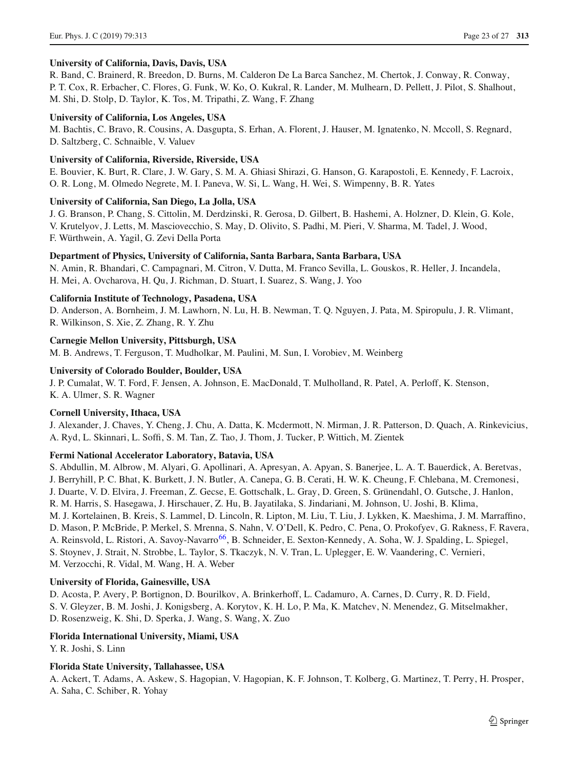**University of California, Davis, Davis, USA**

R. Band, C. Brainerd, R. Breedon, D. Burns, M. Calderon De La Barca Sanchez, M. Chertok, J. Conway, R. Conway, P. T. Cox, R. Erbacher, C. Flores, G. Funk, W. Ko, O. Kukral, R. Lander, M. Mulhearn, D. Pellett, J. Pilot, S. Shalhout, M. Shi, D. Stolp, D. Taylor, K. Tos, M. Tripathi, Z. Wang, F. Zhang

**University of California, Los Angeles, USA**

M. Bachtis, C. Bravo, R. Cousins, A. Dasgupta, S. Erhan, A. Florent, J. Hauser, M. Ignatenko, N. Mccoll, S. Regnard, D. Saltzberg, C. Schnaible, V. Valuev

**University of California, Riverside, Riverside, USA**

E. Bouvier, K. Burt, R. Clare, J. W. Gary, S. M. A. Ghiasi Shirazi, G. Hanson, G. Karapostoli, E. Kennedy, F. Lacroix, O. R. Long, M. Olmedo Negrete, M. I. Paneva, W. Si, L. Wang, H. Wei, S. Wimpenny, B. R. Yates

**University of California, San Diego, La Jolla, USA**

J. G. Branson, P. Chang, S. Cittolin, M. Derdzinski, R. Gerosa, D. Gilbert, B. Hashemi, A. Holzner, D. Klein, G. Kole, V. Krutelyov, J. Letts, M. Masciovecchio, S. May, D. Olivito, S. Padhi, M. Pieri, V. Sharma, M. Tadel, J. Wood, F. Würthwein, A. Yagil, G. Zevi Della Porta

**Department of Physics, University of California, Santa Barbara, Santa Barbara, USA**

N. Amin, R. Bhandari, C. Campagnari, M. Citron, V. Dutta, M. Franco Sevilla, L. Gouskos, R. Heller, J. Incandela, H. Mei, A. Ovcharova, H. Qu, J. Richman, D. Stuart, I. Suarez, S. Wang, J. Yoo

**California Institute of Technology, Pasadena, USA**

D. Anderson, A. Bornheim, J. M. Lawhorn, N. Lu, H. B. Newman, T. Q. Nguyen, J. Pata, M. Spiropulu, J. R. Vlimant, R. Wilkinson, S. Xie, Z. Zhang, R. Y. Zhu

**Carnegie Mellon University, Pittsburgh, USA**

M. B. Andrews, T. Ferguson, T. Mudholkar, M. Paulini, M. Sun, I. Vorobiev, M. Weinberg

**University of Colorado Boulder, Boulder, USA**

J. P. Cumalat, W. T. Ford, F. Jensen, A. Johnson, E. MacDonald, T. Mulholland, R. Patel, A. Perloff, K. Stenson, K. A. Ulmer, S. R. Wagner

**Cornell University, Ithaca, USA**

J. Alexander, J. Chaves, Y. Cheng, J. Chu, A. Datta, K. Mcdermott, N. Mirman, J. R. Patterson, D. Quach, A. Rinkevicius, A. Ryd, L. Skinnari, L. Soffi, S. M. Tan, Z. Tao, J. Thom, J. Tucker, P. Wittich, M. Zientek

**Fermi National Accelerator Laboratory, Batavia, USA**

S. Abdullin, M. Albrow, M. Alyari, G. Apollinari, A. Apresyan, A. Apyan, S. Banerjee, L. A. T. Bauerdick, A. Beretvas, J. Berryhill, P. C. Bhat, K. Burkett, J. N. Butler, A. Canepa, G. B. Cerati, H. W. K. Cheung, F. Chlebana, M. Cremonesi, J. Duarte, V. D. Elvira, J. Freeman, Z. Gecse, E. Gottschalk, L. Gray, D. Green, S. Grünendahl, O. Gutsche, J. Hanlon, R. M. Harris, S. Hasegawa, J. Hirschauer, Z. Hu, B. Jayatilaka, S. Jindariani, M. Johnson, U. Joshi, B. Klima, M. J. Kortelainen, B. Kreis, S. Lammel, D. Lincoln, R. Lipton, M. Liu, T. Liu, J. Lykken, K. Maeshima, J. M. Marraffino, D. Mason, P. McBride, P. Merkel, S. Mrenna, S. Nahn, V. O'Dell, K. Pedro, C. Pena, O. Prokofyev, G. Rakness, F. Ravera, A. Reinsvold, L. Ristori, A. Savoy-Navarro[66], B. Schneider, E. Sexton-Kennedy, A. Soha, W. J. Spalding, L. Spiegel, S. Stoynev, J. Strait, N. Strobbe, L. Taylor, S. Tkaczyk, N. V. Tran, L. Uplegger, E. W. Vaandering, C. Vernieri, M. Verzocchi, R. Vidal, M. Wang, H. A. Weber

**University of Florida, Gainesville, USA**

D. Acosta, P. Avery, P. Bortignon, D. Bourilkov, A. Brinkerhoff, L. Cadamuro, A. Carnes, D. Curry, R. D. Field, S. V. Gleyzer, B. M. Joshi, J. Konigsberg, A. Korytov, K. H. Lo, P. Ma, K. Matchev, N. Menendez, G. Mitselmakher, D. Rosenzweig, K. Shi, D. Sperka, J. Wang, S. Wang, X. Zuo

**Florida International University, Miami, USA**

Y. R. Joshi, S. Linn

**Florida State University, Tallahassee, USA**

A. Ackert, T. Adams, A. Askew, S. Hagopian, V. Hagopian, K. F. Johnson, T. Kolberg, G. Martinez, T. Perry, H. Prosper, A. Saha, C. Schiber, R. Yohay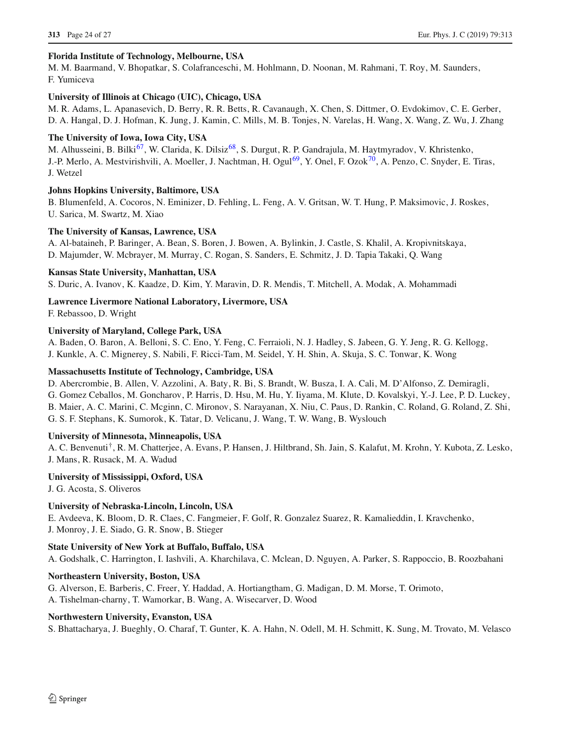**Florida Institute of Technology, Melbourne, USA**
M. M. Baarmand, V. Bhopatkar, S. Colafranceschi, M. Hohlmann, D. Noonan, M. Rahmani, T. Roy, M. Saunders, F. Yumiceva

**University of Illinois at Chicago (UIC), Chicago, USA**
M. R. Adams, L. Apanasevich, D. Berry, R. R. Betts, R. Cavanaugh, X. Chen, S. Dittmer, O. Evdokimov, C. E. Gerber, D. A. Hangal, D. J. Hofman, K. Jung, J. Kamin, C. Mills, M. B. Tonjes, N. Varelas, H. Wang, X. Wang, Z. Wu, J. Zhang

**The University of Iowa, Iowa City, USA**
M. Alhusseini, B. Bilki[67], W. Clarida, K. Dilsiz[68], S. Durgut, R. P. Gandrajula, M. Haytmyradov, V. Khristenko, J.-P. Merlo, A. Mestvirishvili, A. Moeller, J. Nachtman, H. Ogul[69], Y. Onel, F. Ozok[70], A. Penzo, C. Snyder, E. Tiras, J. Wetzel

**Johns Hopkins University, Baltimore, USA**
B. Blumenfeld, A. Cocoros, N. Eminizer, D. Fehling, L. Feng, A. V. Gritsan, W. T. Hung, P. Maksimovic, J. Roskes, U. Sarica, M. Swartz, M. Xiao

**The University of Kansas, Lawrence, USA**
A. Al-bataineh, P. Baringer, A. Bean, S. Boren, J. Bowen, A. Bylinkin, J. Castle, S. Khalil, A. Kropivnitskaya, D. Majumder, W. Mcbrayer, M. Murray, C. Rogan, S. Sanders, E. Schmitz, J. D. Tapia Takaki, Q. Wang

**Kansas State University, Manhattan, USA**
S. Duric, A. Ivanov, K. Kaadze, D. Kim, Y. Maravin, D. R. Mendis, T. Mitchell, A. Modak, A. Mohammadi

**Lawrence Livermore National Laboratory, Livermore, USA**
F. Rebassoo, D. Wright

**University of Maryland, College Park, USA**
A. Baden, O. Baron, A. Belloni, S. C. Eno, Y. Feng, C. Ferraioli, N. J. Hadley, S. Jabeen, G. Y. Jeng, R. G. Kellogg, J. Kunkle, A. C. Mignerey, S. Nabili, F. Ricci-Tam, M. Seidel, Y. H. Shin, A. Skuja, S. C. Tonwar, K. Wong

**Massachusetts Institute of Technology, Cambridge, USA**
D. Abercrombie, B. Allen, V. Azzolini, A. Baty, R. Bi, S. Brandt, W. Busza, I. A. Cali, M. D'Alfonso, Z. Demiragli, G. Gomez Ceballos, M. Goncharov, P. Harris, D. Hsu, M. Hu, Y. Iiyama, M. Klute, D. Kovalskyi, Y.-J. Lee, P. D. Luckey, B. Maier, A. C. Marini, C. Mcginn, C. Mironov, S. Narayanan, X. Niu, C. Paus, D. Rankin, C. Roland, G. Roland, Z. Shi, G. S. F. Stephans, K. Sumorok, K. Tatar, D. Velicanu, J. Wang, T. W. Wang, B. Wyslouch

**University of Minnesota, Minneapolis, USA**
A. C. Benvenuti†, R. M. Chatterjee, A. Evans, P. Hansen, J. Hiltbrand, Sh. Jain, S. Kalafut, M. Krohn, Y. Kubota, Z. Lesko, J. Mans, R. Rusack, M. A. Wadud

**University of Mississippi, Oxford, USA**
J. G. Acosta, S. Oliveros

**University of Nebraska-Lincoln, Lincoln, USA**
E. Avdeeva, K. Bloom, D. R. Claes, C. Fangmeier, F. Golf, R. Gonzalez Suarez, R. Kamalieddin, I. Kravchenko, J. Monroy, J. E. Siado, G. R. Snow, B. Stieger

**State University of New York at Buffalo, Buffalo, USA**
A. Godshalk, C. Harrington, I. Iashvili, A. Kharchilava, C. Mclean, D. Nguyen, A. Parker, S. Rappoccio, B. Roozbahani

**Northeastern University, Boston, USA**
G. Alverson, E. Barberis, C. Freer, Y. Haddad, A. Hortiangtham, G. Madigan, D. M. Morse, T. Orimoto, A. Tishelman-charny, T. Wamorkar, B. Wang, A. Wisecarver, D. Wood

**Northwestern University, Evanston, USA**
S. Bhattacharya, J. Bueghly, O. Charaf, T. Gunter, K. A. Hahn, N. Odell, M. H. Schmitt, K. Sung, M. Trovato, M. Velasco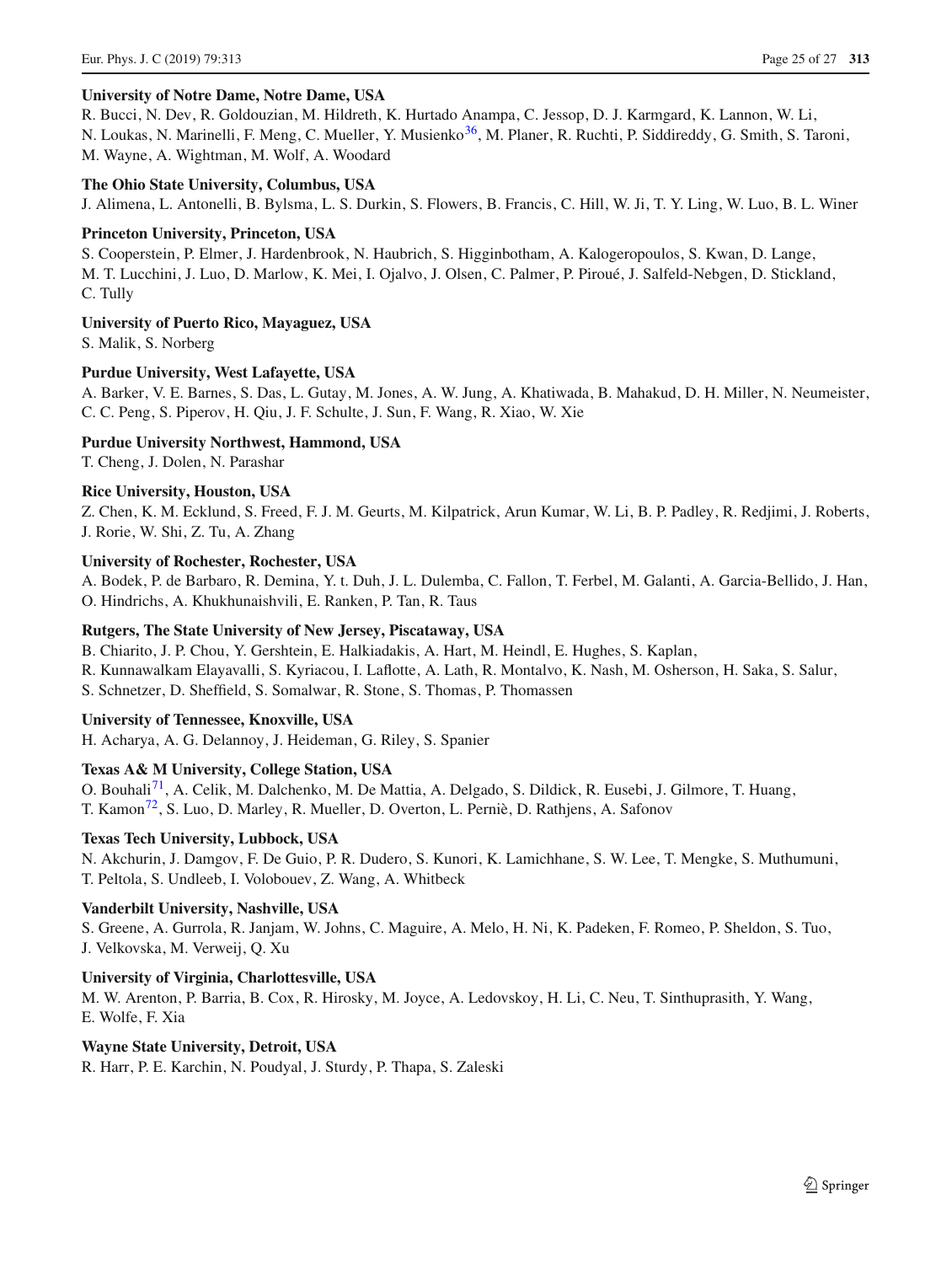**University of Notre Dame, Notre Dame, USA**

R. Bucci, N. Dev, R. Goldouzian, M. Hildreth, K. Hurtado Anampa, C. Jessop, D. J. Karmgard, K. Lannon, W. Li, N. Loukas, N. Marinelli, F. Meng, C. Mueller, Y. Musienko[36], M. Planer, R. Ruchti, P. Siddireddy, G. Smith, S. Taroni, M. Wayne, A. Wightman, M. Wolf, A. Woodard

**The Ohio State University, Columbus, USA**

J. Alimena, L. Antonelli, B. Bylsma, L. S. Durkin, S. Flowers, B. Francis, C. Hill, W. Ji, T. Y. Ling, W. Luo, B. L. Winer

**Princeton University, Princeton, USA**

S. Cooperstein, P. Elmer, J. Hardenbrook, N. Haubrich, S. Higginbotham, A. Kalogeropoulos, S. Kwan, D. Lange, M. T. Lucchini, J. Luo, D. Marlow, K. Mei, I. Ojalvo, J. Olsen, C. Palmer, P. Piroué, J. Salfeld-Nebgen, D. Stickland, C. Tully

**University of Puerto Rico, Mayaguez, USA**

S. Malik, S. Norberg

**Purdue University, West Lafayette, USA**

A. Barker, V. E. Barnes, S. Das, L. Gutay, M. Jones, A. W. Jung, A. Khatiwada, B. Mahakud, D. H. Miller, N. Neumeister, C. C. Peng, S. Piperov, H. Qiu, J. F. Schulte, J. Sun, F. Wang, R. Xiao, W. Xie

**Purdue University Northwest, Hammond, USA**

T. Cheng, J. Dolen, N. Parashar

**Rice University, Houston, USA**

Z. Chen, K. M. Ecklund, S. Freed, F. J. M. Geurts, M. Kilpatrick, Arun Kumar, W. Li, B. P. Padley, R. Redjimi, J. Roberts, J. Rorie, W. Shi, Z. Tu, A. Zhang

**University of Rochester, Rochester, USA**

A. Bodek, P. de Barbaro, R. Demina, Y. t. Duh, J. L. Dulemba, C. Fallon, T. Ferbel, M. Galanti, A. Garcia-Bellido, J. Han, O. Hindrichs, A. Khukhunaishvili, E. Ranken, P. Tan, R. Taus

**Rutgers, The State University of New Jersey, Piscataway, USA**

B. Chiarito, J. P. Chou, Y. Gershtein, E. Halkiadakis, A. Hart, M. Heindl, E. Hughes, S. Kaplan, R. Kunnawalkam Elayavalli, S. Kyriacou, I. Laflotte, A. Lath, R. Montalvo, K. Nash, M. Osherson, H. Saka, S. Salur, S. Schnetzer, D. Sheffield, S. Somalwar, R. Stone, S. Thomas, P. Thomassen

**University of Tennessee, Knoxville, USA**

H. Acharya, A. G. Delannoy, J. Heideman, G. Riley, S. Spanier

**Texas A& M University, College Station, USA**

O. Bouhali[71], A. Celik, M. Dalchenko, M. De Mattia, A. Delgado, S. Dildick, R. Eusebi, J. Gilmore, T. Huang, T. Kamon[72], S. Luo, D. Marley, R. Mueller, D. Overton, L. Perniè, D. Rathjens, A. Safonov

**Texas Tech University, Lubbock, USA**

N. Akchurin, J. Damgov, F. De Guio, P. R. Dudero, S. Kunori, K. Lamichhane, S. W. Lee, T. Mengke, S. Muthumuni, T. Peltola, S. Undleeb, I. Volobouev, Z. Wang, A. Whitbeck

**Vanderbilt University, Nashville, USA**

S. Greene, A. Gurrola, R. Janjam, W. Johns, C. Maguire, A. Melo, H. Ni, K. Padeken, F. Romeo, P. Sheldon, S. Tuo, J. Velkovska, M. Verweij, Q. Xu

**University of Virginia, Charlottesville, USA**

M. W. Arenton, P. Barria, B. Cox, R. Hirosky, M. Joyce, A. Ledovskoy, H. Li, C. Neu, T. Sinthuprasith, Y. Wang, E. Wolfe, F. Xia

**Wayne State University, Detroit, USA**

R. Harr, P. E. Karchin, N. Poudyal, J. Sturdy, P. Thapa, S. Zaleski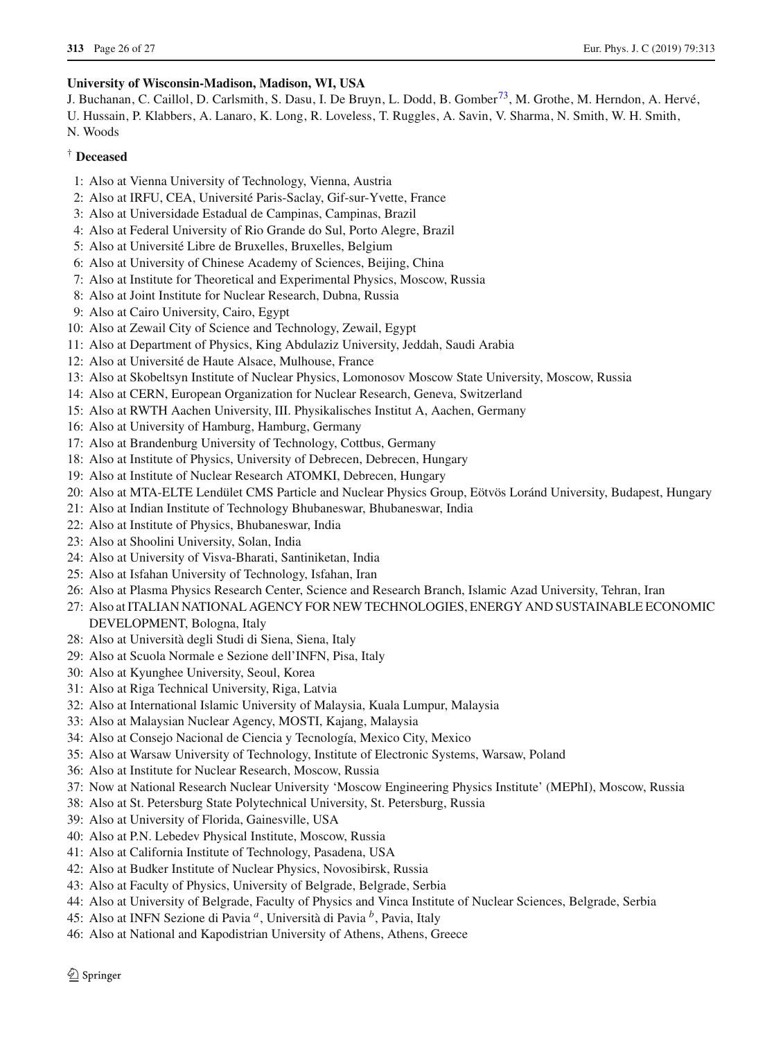**University of Wisconsin-Madison, Madison, WI, USA**

J. Buchanan, C. Caillol, D. Carlsmith, S. Dasu, I. De Bruyn, L. Dodd, B. Gomber[73], M. Grothe, M. Herndon, A. Hervé, U. Hussain, P. Klabbers, A. Lanaro, K. Long, R. Loveless, T. Ruggles, A. Savin, V. Sharma, N. Smith, W. H. Smith, N. Woods

† **Deceased**

1: Also at Vienna University of Technology, Vienna, Austria
2: Also at IRFU, CEA, Université Paris-Saclay, Gif-sur-Yvette, France
3: Also at Universidade Estadual de Campinas, Campinas, Brazil
4: Also at Federal University of Rio Grande do Sul, Porto Alegre, Brazil
5: Also at Université Libre de Bruxelles, Bruxelles, Belgium
6: Also at University of Chinese Academy of Sciences, Beijing, China
7: Also at Institute for Theoretical and Experimental Physics, Moscow, Russia
8: Also at Joint Institute for Nuclear Research, Dubna, Russia
9: Also at Cairo University, Cairo, Egypt
10: Also at Zewail City of Science and Technology, Zewail, Egypt
11: Also at Department of Physics, King Abdulaziz University, Jeddah, Saudi Arabia
12: Also at Université de Haute Alsace, Mulhouse, France
13: Also at Skobeltsyn Institute of Nuclear Physics, Lomonosov Moscow State University, Moscow, Russia
14: Also at CERN, European Organization for Nuclear Research, Geneva, Switzerland
15: Also at RWTH Aachen University, III. Physikalisches Institut A, Aachen, Germany
16: Also at University of Hamburg, Hamburg, Germany
17: Also at Brandenburg University of Technology, Cottbus, Germany
18: Also at Institute of Physics, University of Debrecen, Debrecen, Hungary
19: Also at Institute of Nuclear Research ATOMKI, Debrecen, Hungary
20: Also at MTA-ELTE Lendület CMS Particle and Nuclear Physics Group, Eötvös Loránd University, Budapest, Hungary
21: Also at Indian Institute of Technology Bhubaneswar, Bhubaneswar, India
22: Also at Institute of Physics, Bhubaneswar, India
23: Also at Shoolini University, Solan, India
24: Also at University of Visva-Bharati, Santiniketan, India
25: Also at Isfahan University of Technology, Isfahan, Iran
26: Also at Plasma Physics Research Center, Science and Research Branch, Islamic Azad University, Tehran, Iran
27: Also at ITALIAN NATIONAL AGENCY FOR NEW TECHNOLOGIES, ENERGY AND SUSTAINABLE ECONOMIC DEVELOPMENT, Bologna, Italy
28: Also at Università degli Studi di Siena, Siena, Italy
29: Also at Scuola Normale e Sezione dell'INFN, Pisa, Italy
30: Also at Kyunghee University, Seoul, Korea
31: Also at Riga Technical University, Riga, Latvia
32: Also at International Islamic University of Malaysia, Kuala Lumpur, Malaysia
33: Also at Malaysian Nuclear Agency, MOSTI, Kajang, Malaysia
34: Also at Consejo Nacional de Ciencia y Tecnología, Mexico City, Mexico
35: Also at Warsaw University of Technology, Institute of Electronic Systems, Warsaw, Poland
36: Also at Institute for Nuclear Research, Moscow, Russia
37: Now at National Research Nuclear University 'Moscow Engineering Physics Institute' (MEPhI), Moscow, Russia
38: Also at St. Petersburg State Polytechnical University, St. Petersburg, Russia
39: Also at University of Florida, Gainesville, USA
40: Also at P.N. Lebedev Physical Institute, Moscow, Russia
41: Also at California Institute of Technology, Pasadena, USA
42: Also at Budker Institute of Nuclear Physics, Novosibirsk, Russia
43: Also at Faculty of Physics, University of Belgrade, Belgrade, Serbia
44: Also at University of Belgrade, Faculty of Physics and Vinca Institute of Nuclear Sciences, Belgrade, Serbia
45: Also at INFN Sezione di Pavia [a], Università di Pavia [b], Pavia, Italy
46: Also at National and Kapodistrian University of Athens, Athens, Greece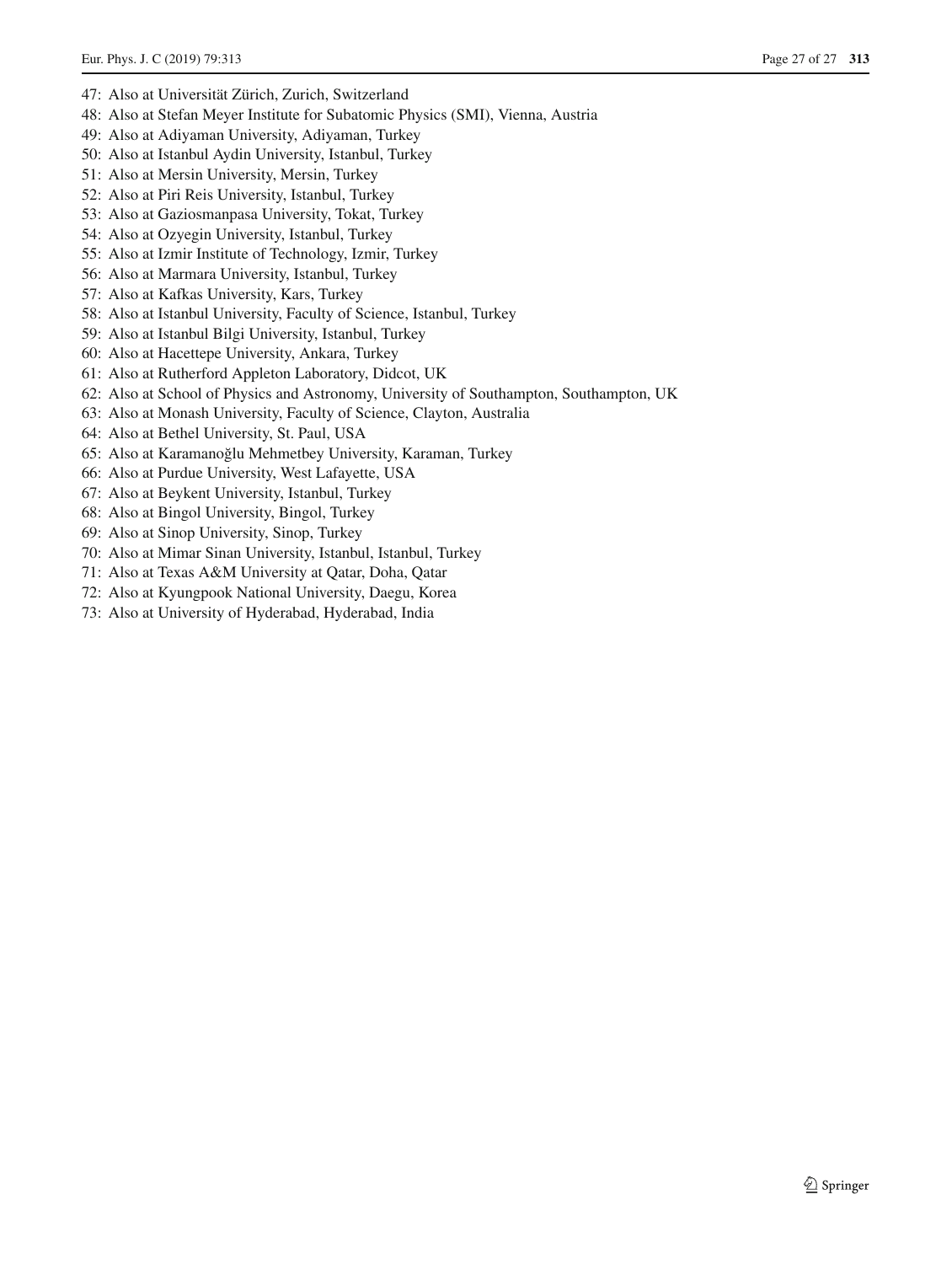47: Also at Universität Zürich, Zurich, Switzerland
48: Also at Stefan Meyer Institute for Subatomic Physics (SMI), Vienna, Austria
49: Also at Adiyaman University, Adiyaman, Turkey
50: Also at Istanbul Aydin University, Istanbul, Turkey
51: Also at Mersin University, Mersin, Turkey
52: Also at Piri Reis University, Istanbul, Turkey
53: Also at Gaziosmanpasa University, Tokat, Turkey
54: Also at Ozyegin University, Istanbul, Turkey
55: Also at Izmir Institute of Technology, Izmir, Turkey
56: Also at Marmara University, Istanbul, Turkey
57: Also at Kafkas University, Kars, Turkey
58: Also at Istanbul University, Faculty of Science, Istanbul, Turkey
59: Also at Istanbul Bilgi University, Istanbul, Turkey
60: Also at Hacettepe University, Ankara, Turkey
61: Also at Rutherford Appleton Laboratory, Didcot, UK
62: Also at School of Physics and Astronomy, University of Southampton, Southampton, UK
63: Also at Monash University, Faculty of Science, Clayton, Australia
64: Also at Bethel University, St. Paul, USA
65: Also at Karamanoğlu Mehmetbey University, Karaman, Turkey
66: Also at Purdue University, West Lafayette, USA
67: Also at Beykent University, Istanbul, Turkey
68: Also at Bingol University, Bingol, Turkey
69: Also at Sinop University, Sinop, Turkey
70: Also at Mimar Sinan University, Istanbul, Istanbul, Turkey
71: Also at Texas A&M University at Qatar, Doha, Qatar
72: Also at Kyungpook National University, Daegu, Korea
73: Also at University of Hyderabad, Hyderabad, India